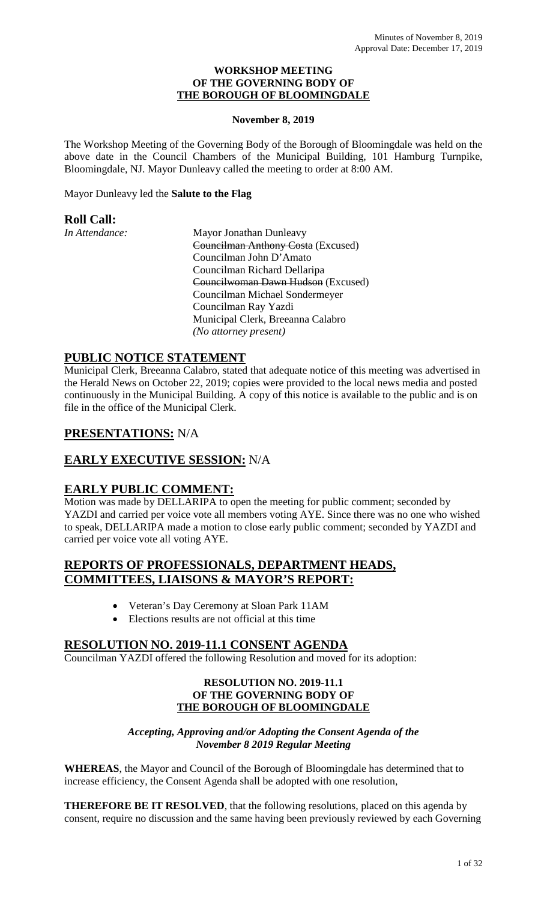Minutes of November 8, 2019
Approval Date: December 17, 2019

**WORKSHOP MEETING**
**OF THE GOVERNING BODY OF**
**THE BOROUGH OF BLOOMINGDALE**

**November 8, 2019**

The Workshop Meeting of the Governing Body of the Borough of Bloomingdale was held on the above date in the Council Chambers of the Municipal Building, 101 Hamburg Turnpike, Bloomingdale, NJ. Mayor Dunleavy called the meeting to order at 8:00 AM.

Mayor Dunleavy led the **Salute to the Flag**

## Roll Call:

*In Attendance:*
- Mayor Jonathan Dunleavy
- ~~Councilman Anthony Costa~~ (Excused)
- Councilman John D'Amato
- Councilman Richard Dellaripa
- ~~Councilwoman Dawn Hudson~~ (Excused)
- Councilman Michael Sondermeyer
- Councilman Ray Yazdi
- Municipal Clerk, Breeanna Calabro
- *(No attorney present)*

## PUBLIC NOTICE STATEMENT

Municipal Clerk, Breeanna Calabro, stated that adequate notice of this meeting was advertised in the Herald News on October 22, 2019; copies were provided to the local news media and posted continuously in the Municipal Building. A copy of this notice is available to the public and is on file in the office of the Municipal Clerk.

## PRESENTATIONS: N/A

## EARLY EXECUTIVE SESSION: N/A

## EARLY PUBLIC COMMENT:

Motion was made by DELLARIPA to open the meeting for public comment; seconded by YAZDI and carried per voice vote all members voting AYE. Since there was no one who wished to speak, DELLARIPA made a motion to close early public comment; seconded by YAZDI and carried per voice vote all voting AYE.

## REPORTS OF PROFESSIONALS, DEPARTMENT HEADS, COMMITTEES, LIAISONS & MAYOR'S REPORT:

- Veteran's Day Ceremony at Sloan Park 11AM
- Elections results are not official at this time

## RESOLUTION NO. 2019-11.1 CONSENT AGENDA

Councilman YAZDI offered the following Resolution and moved for its adoption:

**RESOLUTION NO. 2019-11.1**
**OF THE GOVERNING BODY OF**
**THE BOROUGH OF BLOOMINGDALE**

***Accepting, Approving and/or Adopting the Consent Agenda of the November 8 2019 Regular Meeting***

**WHEREAS**, the Mayor and Council of the Borough of Bloomingdale has determined that to increase efficiency, the Consent Agenda shall be adopted with one resolution,

**THEREFORE BE IT RESOLVED**, that the following resolutions, placed on this agenda by consent, require no discussion and the same having been previously reviewed by each Governing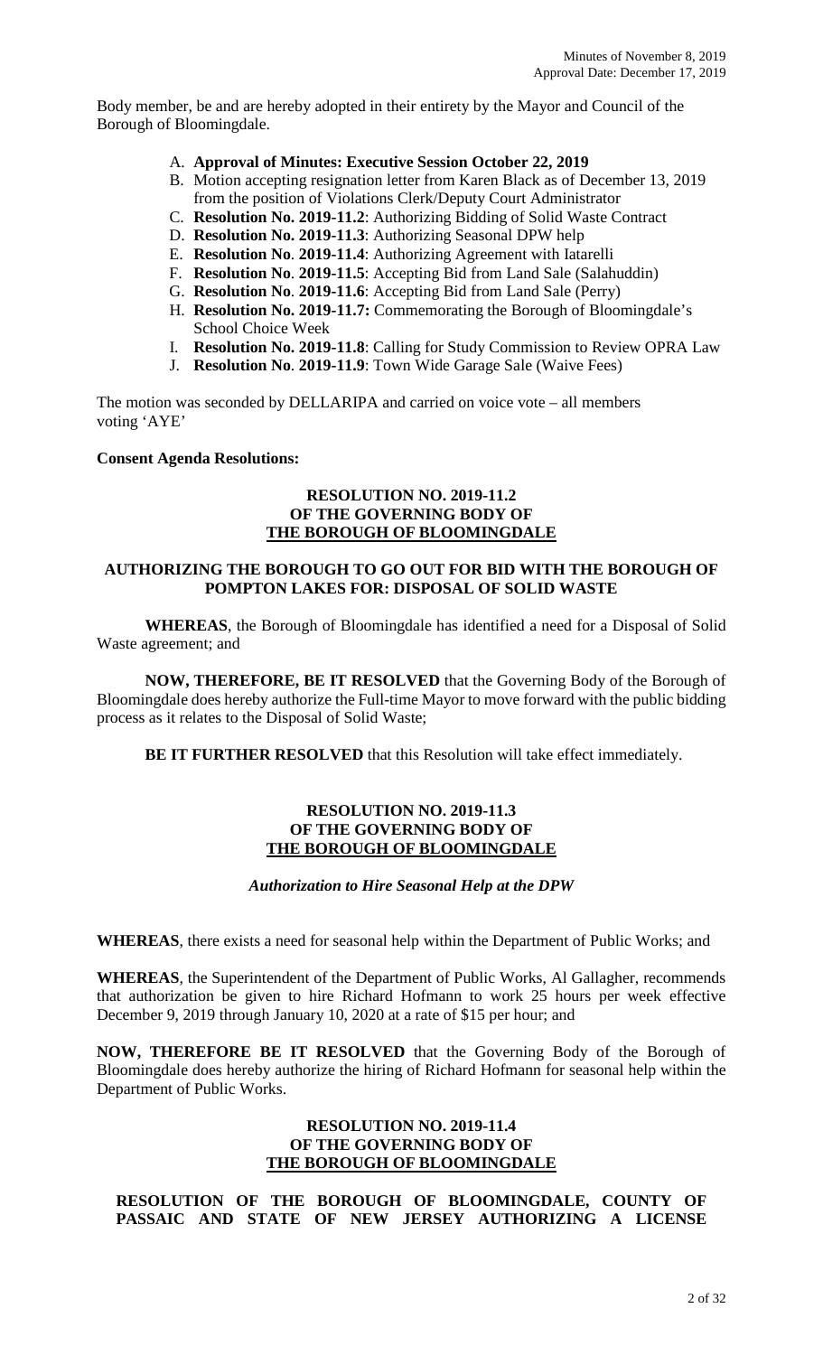Body member, be and are hereby adopted in their entirety by the Mayor and Council of the Borough of Bloomingdale.

A. **Approval of Minutes: Executive Session October 22, 2019**
B. Motion accepting resignation letter from Karen Black as of December 13, 2019 from the position of Violations Clerk/Deputy Court Administrator
C. **Resolution No. 2019-11.2**: Authorizing Bidding of Solid Waste Contract
D. **Resolution No. 2019-11.3**: Authorizing Seasonal DPW help
E. **Resolution No**. **2019-11.4**: Authorizing Agreement with Iatarelli
F. **Resolution No**. **2019-11.5**: Accepting Bid from Land Sale (Salahuddin)
G. **Resolution No**. **2019-11.6**: Accepting Bid from Land Sale (Perry)
H. **Resolution No. 2019-11.7:** Commemorating the Borough of Bloomingdale's School Choice Week
I. **Resolution No. 2019-11.8**: Calling for Study Commission to Review OPRA Law
J. **Resolution No**. **2019-11.9**: Town Wide Garage Sale (Waive Fees)

The motion was seconded by DELLARIPA and carried on voice vote – all members voting 'AYE'

**Consent Agenda Resolutions:**

**RESOLUTION NO. 2019-11.2**
**OF THE GOVERNING BODY OF**
**THE BOROUGH OF BLOOMINGDALE**

**AUTHORIZING THE BOROUGH TO GO OUT FOR BID WITH THE BOROUGH OF POMPTON LAKES FOR: DISPOSAL OF SOLID WASTE**

**WHEREAS**, the Borough of Bloomingdale has identified a need for a Disposal of Solid Waste agreement; and

**NOW, THEREFORE, BE IT RESOLVED** that the Governing Body of the Borough of Bloomingdale does hereby authorize the Full-time Mayor to move forward with the public bidding process as it relates to the Disposal of Solid Waste;

**BE IT FURTHER RESOLVED** that this Resolution will take effect immediately.

**RESOLUTION NO. 2019-11.3**
**OF THE GOVERNING BODY OF**
**THE BOROUGH OF BLOOMINGDALE**

***Authorization to Hire Seasonal Help at the DPW***

**WHEREAS**, there exists a need for seasonal help within the Department of Public Works; and

**WHEREAS**, the Superintendent of the Department of Public Works, Al Gallagher, recommends that authorization be given to hire Richard Hofmann to work 25 hours per week effective December 9, 2019 through January 10, 2020 at a rate of $15 per hour; and

**NOW, THEREFORE BE IT RESOLVED** that the Governing Body of the Borough of Bloomingdale does hereby authorize the hiring of Richard Hofmann for seasonal help within the Department of Public Works.

**RESOLUTION NO. 2019-11.4**
**OF THE GOVERNING BODY OF**
**THE BOROUGH OF BLOOMINGDALE**

**RESOLUTION OF THE BOROUGH OF BLOOMINGDALE, COUNTY OF PASSAIC AND STATE OF NEW JERSEY AUTHORIZING A LICENSE**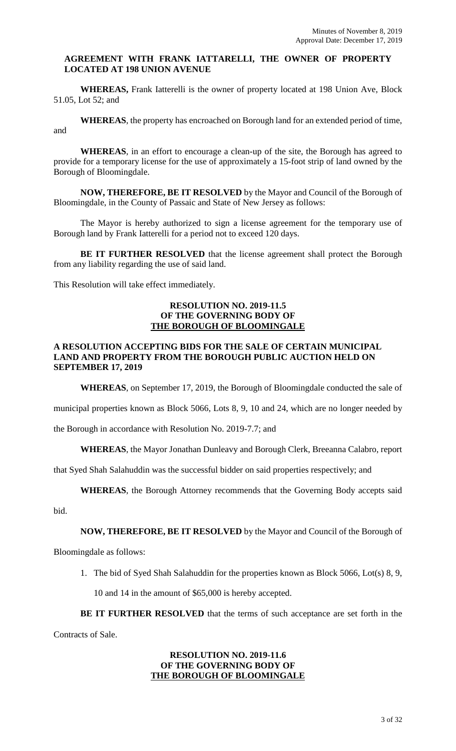**AGREEMENT WITH FRANK IATTARELLI, THE OWNER OF PROPERTY LOCATED AT 198 UNION AVENUE**

**WHEREAS,** Frank Iatterelli is the owner of property located at 198 Union Ave, Block 51.05, Lot 52; and

**WHEREAS**, the property has encroached on Borough land for an extended period of time, and

**WHEREAS**, in an effort to encourage a clean-up of the site, the Borough has agreed to provide for a temporary license for the use of approximately a 15-foot strip of land owned by the Borough of Bloomingdale.

**NOW, THEREFORE, BE IT RESOLVED** by the Mayor and Council of the Borough of Bloomingdale, in the County of Passaic and State of New Jersey as follows:

The Mayor is hereby authorized to sign a license agreement for the temporary use of Borough land by Frank Iatterelli for a period not to exceed 120 days.

**BE IT FURTHER RESOLVED** that the license agreement shall protect the Borough from any liability regarding the use of said land.

This Resolution will take effect immediately.

**RESOLUTION NO. 2019-11.5**
**OF THE GOVERNING BODY OF**
**THE BOROUGH OF BLOOMINGALE**

**A RESOLUTION ACCEPTING BIDS FOR THE SALE OF CERTAIN MUNICIPAL LAND AND PROPERTY FROM THE BOROUGH PUBLIC AUCTION HELD ON SEPTEMBER 17, 2019**

**WHEREAS**, on September 17, 2019, the Borough of Bloomingdale conducted the sale of municipal properties known as Block 5066, Lots 8, 9, 10 and 24, which are no longer needed by the Borough in accordance with Resolution No. 2019-7.7; and

**WHEREAS**, the Mayor Jonathan Dunleavy and Borough Clerk, Breeanna Calabro, report that Syed Shah Salahuddin was the successful bidder on said properties respectively; and

**WHEREAS**, the Borough Attorney recommends that the Governing Body accepts said bid.

**NOW, THEREFORE, BE IT RESOLVED** by the Mayor and Council of the Borough of Bloomingdale as follows:

1. The bid of Syed Shah Salahuddin for the properties known as Block 5066, Lot(s) 8, 9, 10 and 14 in the amount of $65,000 is hereby accepted.

**BE IT FURTHER RESOLVED** that the terms of such acceptance are set forth in the Contracts of Sale.

**RESOLUTION NO. 2019-11.6**
**OF THE GOVERNING BODY OF**
**THE BOROUGH OF BLOOMINGALE**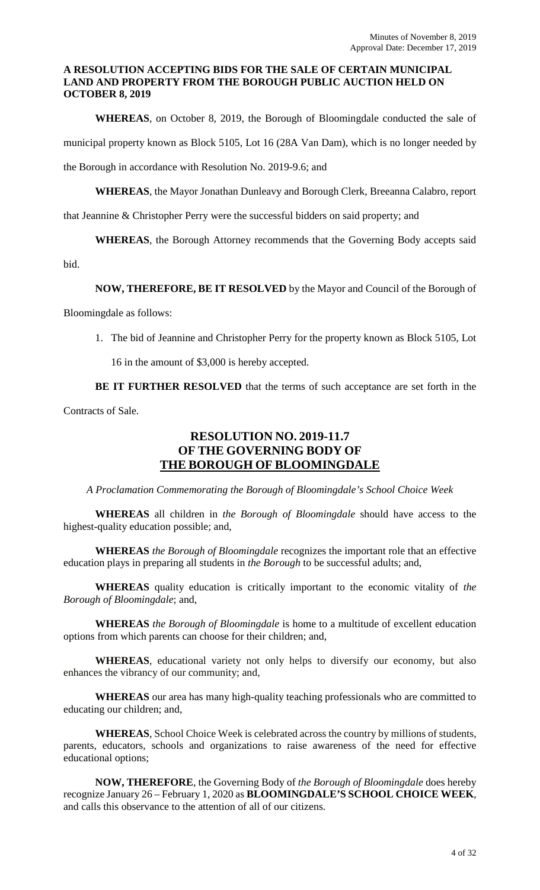**A RESOLUTION ACCEPTING BIDS FOR THE SALE OF CERTAIN MUNICIPAL LAND AND PROPERTY FROM THE BOROUGH PUBLIC AUCTION HELD ON OCTOBER 8, 2019**

**WHEREAS**, on October 8, 2019, the Borough of Bloomingdale conducted the sale of municipal property known as Block 5105, Lot 16 (28A Van Dam), which is no longer needed by the Borough in accordance with Resolution No. 2019-9.6; and

**WHEREAS**, the Mayor Jonathan Dunleavy and Borough Clerk, Breeanna Calabro, report that Jeannine & Christopher Perry were the successful bidders on said property; and

**WHEREAS**, the Borough Attorney recommends that the Governing Body accepts said bid.

**NOW, THEREFORE, BE IT RESOLVED** by the Mayor and Council of the Borough of Bloomingdale as follows:

1. The bid of Jeannine and Christopher Perry for the property known as Block 5105, Lot 16 in the amount of $3,000 is hereby accepted.

**BE IT FURTHER RESOLVED** that the terms of such acceptance are set forth in the Contracts of Sale.

## RESOLUTION NO. 2019-11.7
## OF THE GOVERNING BODY OF
## THE BOROUGH OF BLOOMINGDALE

*A Proclamation Commemorating the Borough of Bloomingdale's School Choice Week*

**WHEREAS** all children in *the Borough of Bloomingdale* should have access to the highest-quality education possible; and,

**WHEREAS** *the Borough of Bloomingdale* recognizes the important role that an effective education plays in preparing all students in *the Borough* to be successful adults; and,

**WHEREAS** quality education is critically important to the economic vitality of *the Borough of Bloomingdale*; and,

**WHEREAS** *the Borough of Bloomingdale* is home to a multitude of excellent education options from which parents can choose for their children; and,

**WHEREAS**, educational variety not only helps to diversify our economy, but also enhances the vibrancy of our community; and,

**WHEREAS** our area has many high-quality teaching professionals who are committed to educating our children; and,

**WHEREAS**, School Choice Week is celebrated across the country by millions of students, parents, educators, schools and organizations to raise awareness of the need for effective educational options;

**NOW, THEREFORE**, the Governing Body of *the Borough of Bloomingdale* does hereby recognize January 26 – February 1, 2020 as **BLOOMINGDALE'S SCHOOL CHOICE WEEK**, and calls this observance to the attention of all of our citizens.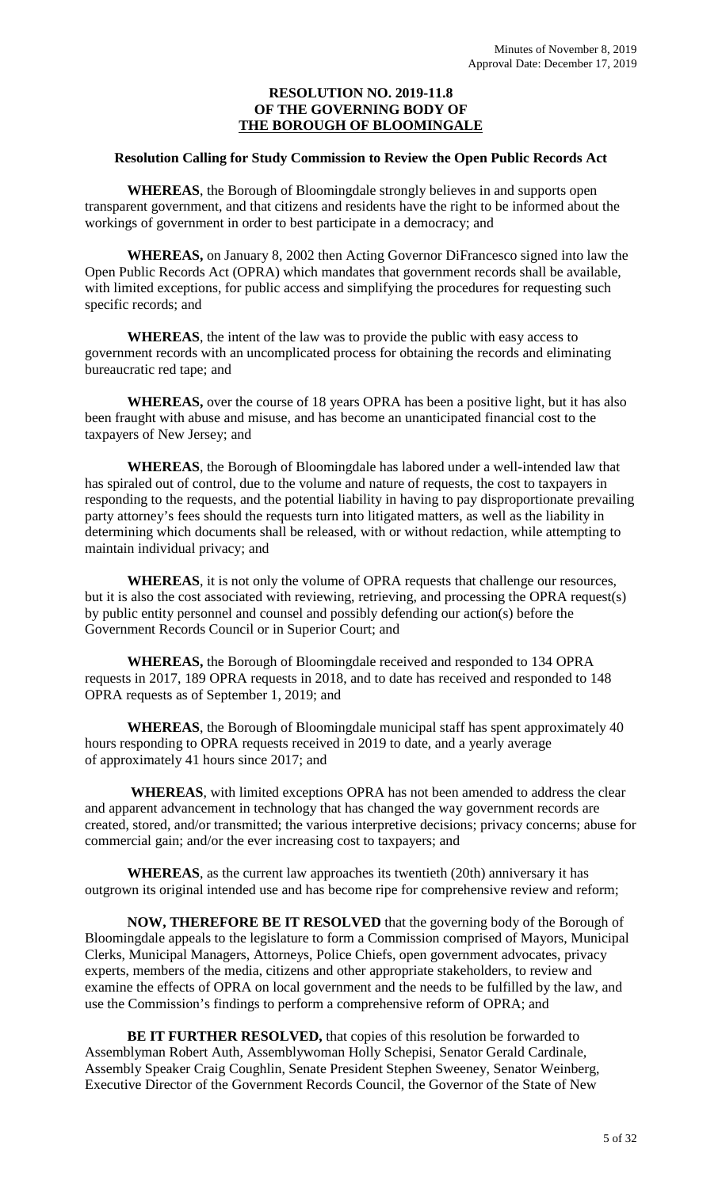Minutes of November 8, 2019
Approval Date: December 17, 2019

**RESOLUTION NO. 2019-11.8**
**OF THE GOVERNING BODY OF**
**THE BOROUGH OF BLOOMINGALE**

**Resolution Calling for Study Commission to Review the Open Public Records Act**

**WHEREAS**, the Borough of Bloomingdale strongly believes in and supports open transparent government, and that citizens and residents have the right to be informed about the workings of government in order to best participate in a democracy; and

**WHEREAS,** on January 8, 2002 then Acting Governor DiFrancesco signed into law the Open Public Records Act (OPRA) which mandates that government records shall be available, with limited exceptions, for public access and simplifying the procedures for requesting such specific records; and

**WHEREAS**, the intent of the law was to provide the public with easy access to government records with an uncomplicated process for obtaining the records and eliminating bureaucratic red tape; and

**WHEREAS,** over the course of 18 years OPRA has been a positive light, but it has also been fraught with abuse and misuse, and has become an unanticipated financial cost to the taxpayers of New Jersey; and

**WHEREAS**, the Borough of Bloomingdale has labored under a well-intended law that has spiraled out of control, due to the volume and nature of requests, the cost to taxpayers in responding to the requests, and the potential liability in having to pay disproportionate prevailing party attorney's fees should the requests turn into litigated matters, as well as the liability in determining which documents shall be released, with or without redaction, while attempting to maintain individual privacy; and

**WHEREAS**, it is not only the volume of OPRA requests that challenge our resources, but it is also the cost associated with reviewing, retrieving, and processing the OPRA request(s) by public entity personnel and counsel and possibly defending our action(s) before the Government Records Council or in Superior Court; and

**WHEREAS,** the Borough of Bloomingdale received and responded to 134 OPRA requests in 2017, 189 OPRA requests in 2018, and to date has received and responded to 148 OPRA requests as of September 1, 2019; and

**WHEREAS**, the Borough of Bloomingdale municipal staff has spent approximately 40 hours responding to OPRA requests received in 2019 to date, and a yearly average of approximately 41 hours since 2017; and

**WHEREAS**, with limited exceptions OPRA has not been amended to address the clear and apparent advancement in technology that has changed the way government records are created, stored, and/or transmitted; the various interpretive decisions; privacy concerns; abuse for commercial gain; and/or the ever increasing cost to taxpayers; and

**WHEREAS**, as the current law approaches its twentieth (20th) anniversary it has outgrown its original intended use and has become ripe for comprehensive review and reform;

**NOW, THEREFORE BE IT RESOLVED** that the governing body of the Borough of Bloomingdale appeals to the legislature to form a Commission comprised of Mayors, Municipal Clerks, Municipal Managers, Attorneys, Police Chiefs, open government advocates, privacy experts, members of the media, citizens and other appropriate stakeholders, to review and examine the effects of OPRA on local government and the needs to be fulfilled by the law, and use the Commission's findings to perform a comprehensive reform of OPRA; and

**BE IT FURTHER RESOLVED,** that copies of this resolution be forwarded to Assemblyman Robert Auth, Assemblywoman Holly Schepisi, Senator Gerald Cardinale, Assembly Speaker Craig Coughlin, Senate President Stephen Sweeney, Senator Weinberg, Executive Director of the Government Records Council, the Governor of the State of New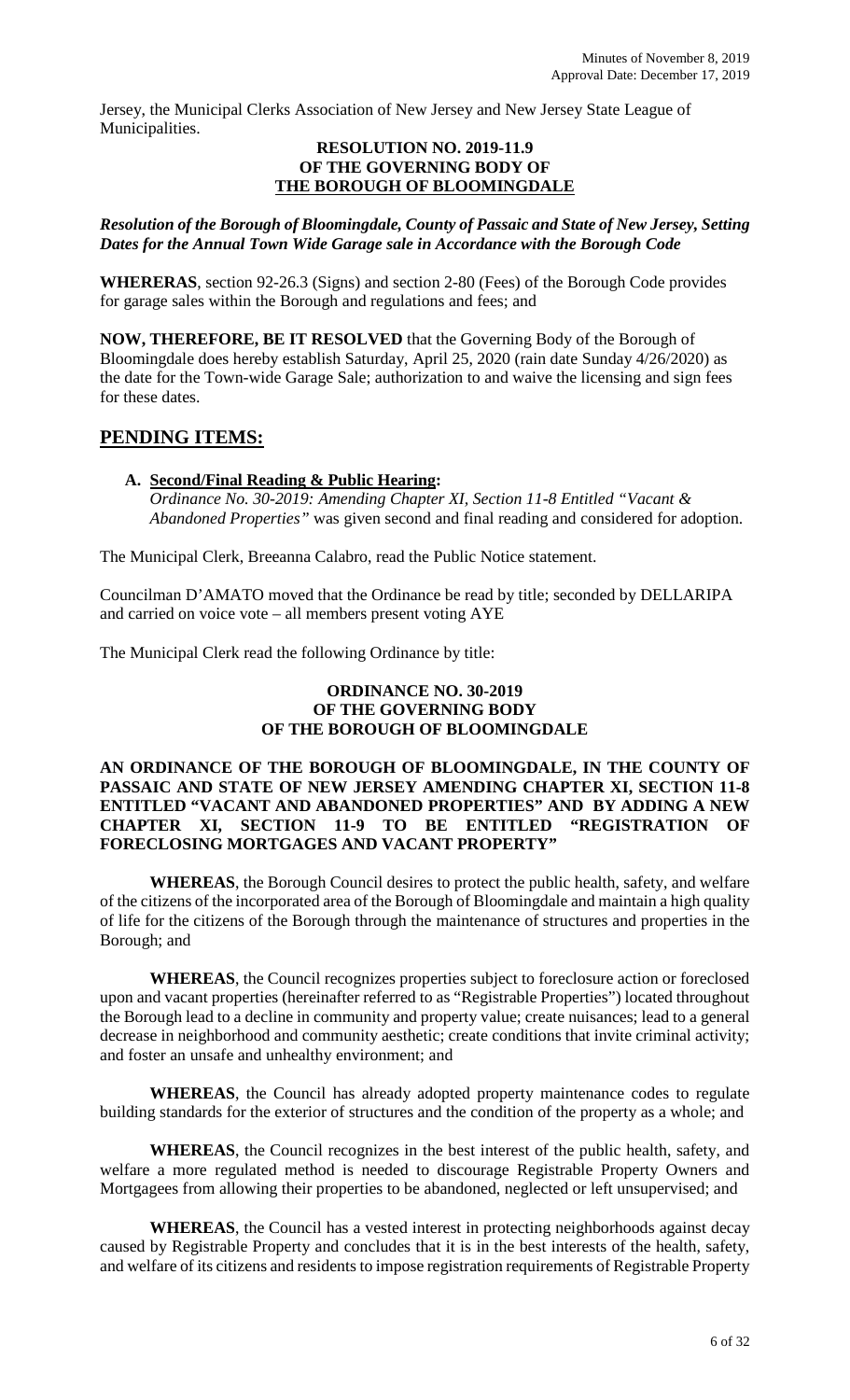Jersey, the Municipal Clerks Association of New Jersey and New Jersey State League of Municipalities.

**RESOLUTION NO. 2019-11.9**
**OF THE GOVERNING BODY OF**
**THE BOROUGH OF BLOOMINGDALE**

***Resolution of the Borough of Bloomingdale, County of Passaic and State of New Jersey, Setting Dates for the Annual Town Wide Garage sale in Accordance with the Borough Code***

**WHERERAS**, section 92-26.3 (Signs) and section 2-80 (Fees) of the Borough Code provides for garage sales within the Borough and regulations and fees; and

**NOW, THEREFORE, BE IT RESOLVED** that the Governing Body of the Borough of Bloomingdale does hereby establish Saturday, April 25, 2020 (rain date Sunday 4/26/2020) as the date for the Town-wide Garage Sale; authorization to and waive the licensing and sign fees for these dates.

## PENDING ITEMS:

**A. Second/Final Reading & Public Hearing:**
*Ordinance No. 30-2019: Amending Chapter XI, Section 11-8 Entitled "Vacant & Abandoned Properties"* was given second and final reading and considered for adoption.

The Municipal Clerk, Breeanna Calabro, read the Public Notice statement.

Councilman D'AMATO moved that the Ordinance be read by title; seconded by DELLARIPA and carried on voice vote – all members present voting AYE

The Municipal Clerk read the following Ordinance by title:

**ORDINANCE NO. 30-2019**
**OF THE GOVERNING BODY**
**OF THE BOROUGH OF BLOOMINGDALE**

**AN ORDINANCE OF THE BOROUGH OF BLOOMINGDALE, IN THE COUNTY OF PASSAIC AND STATE OF NEW JERSEY AMENDING CHAPTER XI, SECTION 11-8 ENTITLED "VACANT AND ABANDONED PROPERTIES" AND BY ADDING A NEW CHAPTER XI, SECTION 11-9 TO BE ENTITLED "REGISTRATION OF FORECLOSING MORTGAGES AND VACANT PROPERTY"**

**WHEREAS**, the Borough Council desires to protect the public health, safety, and welfare of the citizens of the incorporated area of the Borough of Bloomingdale and maintain a high quality of life for the citizens of the Borough through the maintenance of structures and properties in the Borough; and

**WHEREAS**, the Council recognizes properties subject to foreclosure action or foreclosed upon and vacant properties (hereinafter referred to as "Registrable Properties") located throughout the Borough lead to a decline in community and property value; create nuisances; lead to a general decrease in neighborhood and community aesthetic; create conditions that invite criminal activity; and foster an unsafe and unhealthy environment; and

**WHEREAS**, the Council has already adopted property maintenance codes to regulate building standards for the exterior of structures and the condition of the property as a whole; and

**WHEREAS**, the Council recognizes in the best interest of the public health, safety, and welfare a more regulated method is needed to discourage Registrable Property Owners and Mortgagees from allowing their properties to be abandoned, neglected or left unsupervised; and

**WHEREAS**, the Council has a vested interest in protecting neighborhoods against decay caused by Registrable Property and concludes that it is in the best interests of the health, safety, and welfare of its citizens and residents to impose registration requirements of Registrable Property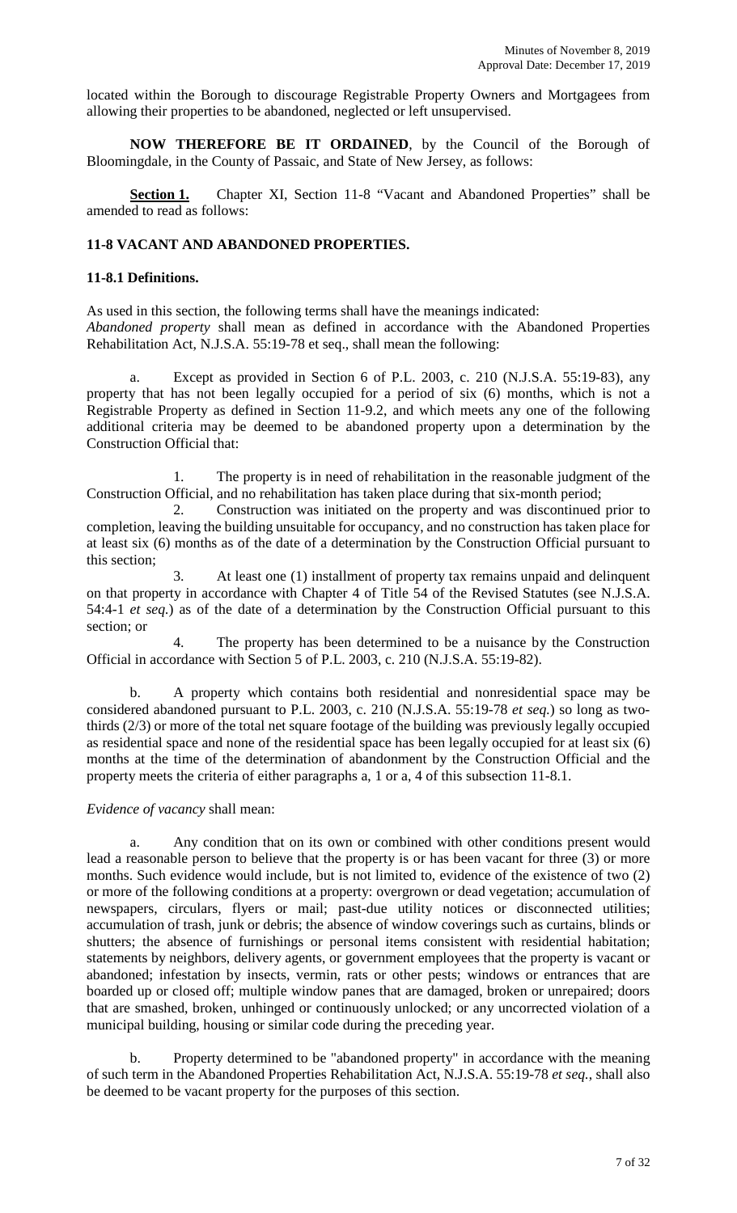located within the Borough to discourage Registrable Property Owners and Mortgagees from allowing their properties to be abandoned, neglected or left unsupervised.

**NOW THEREFORE BE IT ORDAINED**, by the Council of the Borough of Bloomingdale, in the County of Passaic, and State of New Jersey, as follows:

**Section 1.** Chapter XI, Section 11-8 "Vacant and Abandoned Properties" shall be amended to read as follows:

**11-8 VACANT AND ABANDONED PROPERTIES.**

**11-8.1 Definitions.**

As used in this section, the following terms shall have the meanings indicated:
*Abandoned property* shall mean as defined in accordance with the Abandoned Properties Rehabilitation Act, N.J.S.A. 55:19-78 et seq., shall mean the following:

a. Except as provided in Section 6 of P.L. 2003, c. 210 (N.J.S.A. 55:19-83), any property that has not been legally occupied for a period of six (6) months, which is not a Registrable Property as defined in Section 11-9.2, and which meets any one of the following additional criteria may be deemed to be abandoned property upon a determination by the Construction Official that:

1. The property is in need of rehabilitation in the reasonable judgment of the Construction Official, and no rehabilitation has taken place during that six-month period;
2. Construction was initiated on the property and was discontinued prior to completion, leaving the building unsuitable for occupancy, and no construction has taken place for at least six (6) months as of the date of a determination by the Construction Official pursuant to this section;
3. At least one (1) installment of property tax remains unpaid and delinquent on that property in accordance with Chapter 4 of Title 54 of the Revised Statutes (see N.J.S.A. 54:4-1 *et seq.*) as of the date of a determination by the Construction Official pursuant to this section; or
4. The property has been determined to be a nuisance by the Construction Official in accordance with Section 5 of P.L. 2003, c. 210 (N.J.S.A. 55:19-82).

b. A property which contains both residential and nonresidential space may be considered abandoned pursuant to P.L. 2003, c. 210 (N.J.S.A. 55:19-78 *et seq.*) so long as two-thirds (2/3) or more of the total net square footage of the building was previously legally occupied as residential space and none of the residential space has been legally occupied for at least six (6) months at the time of the determination of abandonment by the Construction Official and the property meets the criteria of either paragraphs a, 1 or a, 4 of this subsection 11-8.1.

*Evidence of vacancy* shall mean:

a. Any condition that on its own or combined with other conditions present would lead a reasonable person to believe that the property is or has been vacant for three (3) or more months. Such evidence would include, but is not limited to, evidence of the existence of two (2) or more of the following conditions at a property: overgrown or dead vegetation; accumulation of newspapers, circulars, flyers or mail; past-due utility notices or disconnected utilities; accumulation of trash, junk or debris; the absence of window coverings such as curtains, blinds or shutters; the absence of furnishings or personal items consistent with residential habitation; statements by neighbors, delivery agents, or government employees that the property is vacant or abandoned; infestation by insects, vermin, rats or other pests; windows or entrances that are boarded up or closed off; multiple window panes that are damaged, broken or unrepaired; doors that are smashed, broken, unhinged or continuously unlocked; or any uncorrected violation of a municipal building, housing or similar code during the preceding year.

b. Property determined to be "abandoned property" in accordance with the meaning of such term in the Abandoned Properties Rehabilitation Act, N.J.S.A. 55:19-78 *et seq.*, shall also be deemed to be vacant property for the purposes of this section.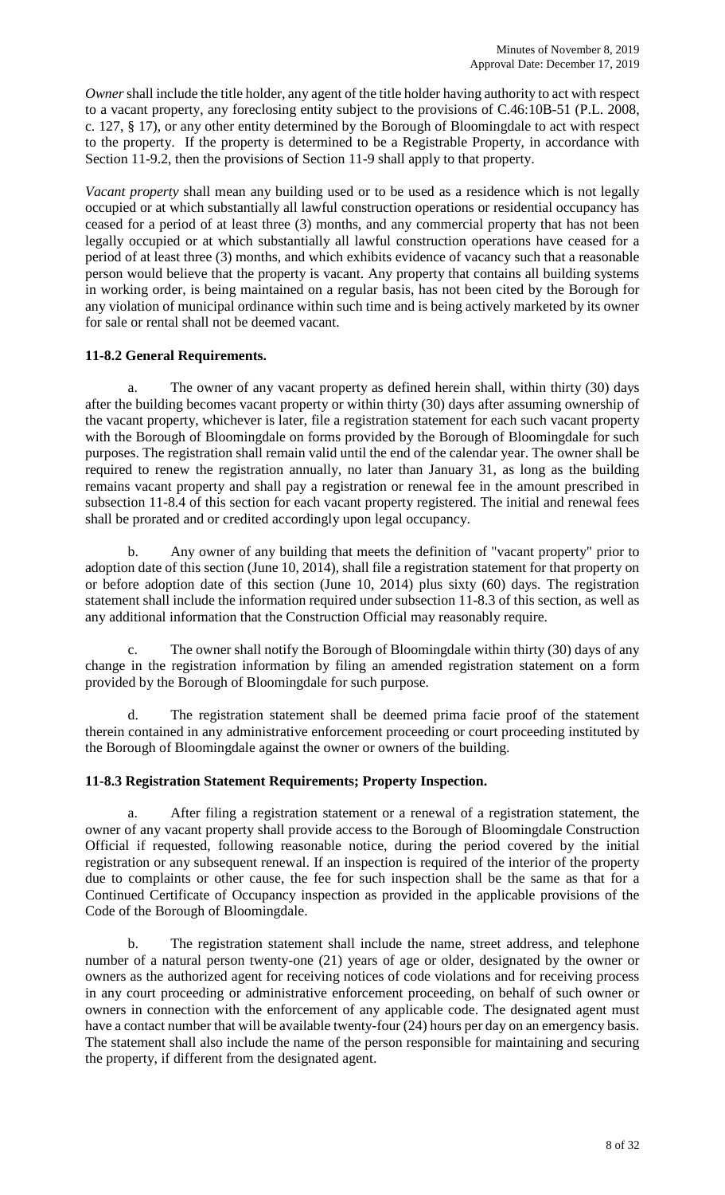*Owner* shall include the title holder, any agent of the title holder having authority to act with respect to a vacant property, any foreclosing entity subject to the provisions of C.46:10B-51 (P.L. 2008, c. 127, § 17), or any other entity determined by the Borough of Bloomingdale to act with respect to the property. If the property is determined to be a Registrable Property, in accordance with Section 11-9.2, then the provisions of Section 11-9 shall apply to that property.

*Vacant property* shall mean any building used or to be used as a residence which is not legally occupied or at which substantially all lawful construction operations or residential occupancy has ceased for a period of at least three (3) months, and any commercial property that has not been legally occupied or at which substantially all lawful construction operations have ceased for a period of at least three (3) months, and which exhibits evidence of vacancy such that a reasonable person would believe that the property is vacant. Any property that contains all building systems in working order, is being maintained on a regular basis, has not been cited by the Borough for any violation of municipal ordinance within such time and is being actively marketed by its owner for sale or rental shall not be deemed vacant.

**11-8.2 General Requirements.**

a. The owner of any vacant property as defined herein shall, within thirty (30) days after the building becomes vacant property or within thirty (30) days after assuming ownership of the vacant property, whichever is later, file a registration statement for each such vacant property with the Borough of Bloomingdale on forms provided by the Borough of Bloomingdale for such purposes. The registration shall remain valid until the end of the calendar year. The owner shall be required to renew the registration annually, no later than January 31, as long as the building remains vacant property and shall pay a registration or renewal fee in the amount prescribed in subsection 11-8.4 of this section for each vacant property registered. The initial and renewal fees shall be prorated and or credited accordingly upon legal occupancy.

b. Any owner of any building that meets the definition of "vacant property" prior to adoption date of this section (June 10, 2014), shall file a registration statement for that property on or before adoption date of this section (June 10, 2014) plus sixty (60) days. The registration statement shall include the information required under subsection 11-8.3 of this section, as well as any additional information that the Construction Official may reasonably require.

c. The owner shall notify the Borough of Bloomingdale within thirty (30) days of any change in the registration information by filing an amended registration statement on a form provided by the Borough of Bloomingdale for such purpose.

d. The registration statement shall be deemed prima facie proof of the statement therein contained in any administrative enforcement proceeding or court proceeding instituted by the Borough of Bloomingdale against the owner or owners of the building.

**11-8.3 Registration Statement Requirements; Property Inspection.**

a. After filing a registration statement or a renewal of a registration statement, the owner of any vacant property shall provide access to the Borough of Bloomingdale Construction Official if requested, following reasonable notice, during the period covered by the initial registration or any subsequent renewal. If an inspection is required of the interior of the property due to complaints or other cause, the fee for such inspection shall be the same as that for a Continued Certificate of Occupancy inspection as provided in the applicable provisions of the Code of the Borough of Bloomingdale.

b. The registration statement shall include the name, street address, and telephone number of a natural person twenty-one (21) years of age or older, designated by the owner or owners as the authorized agent for receiving notices of code violations and for receiving process in any court proceeding or administrative enforcement proceeding, on behalf of such owner or owners in connection with the enforcement of any applicable code. The designated agent must have a contact number that will be available twenty-four (24) hours per day on an emergency basis. The statement shall also include the name of the person responsible for maintaining and securing the property, if different from the designated agent.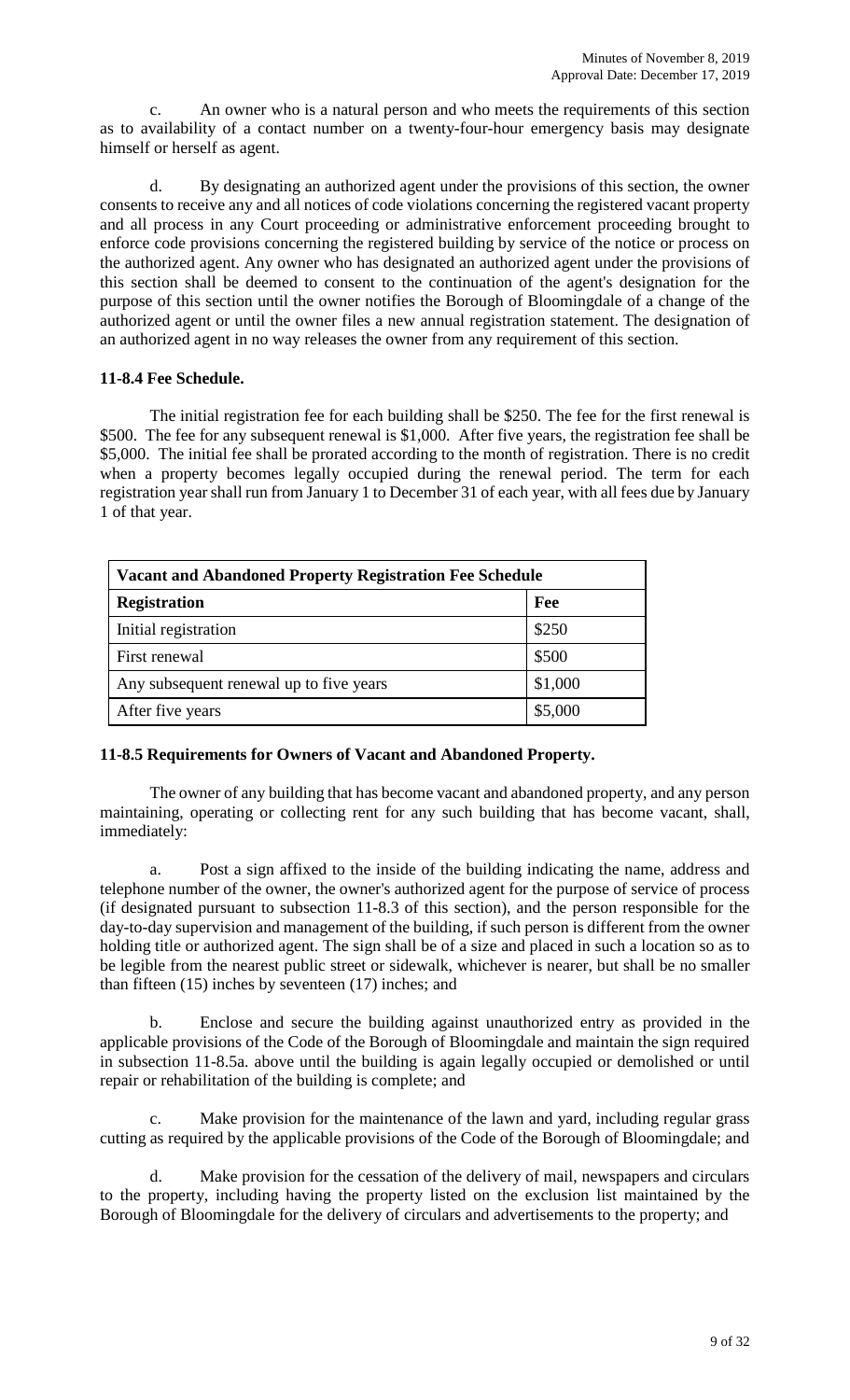c. An owner who is a natural person and who meets the requirements of this section as to availability of a contact number on a twenty-four-hour emergency basis may designate himself or herself as agent.

d. By designating an authorized agent under the provisions of this section, the owner consents to receive any and all notices of code violations concerning the registered vacant property and all process in any Court proceeding or administrative enforcement proceeding brought to enforce code provisions concerning the registered building by service of the notice or process on the authorized agent. Any owner who has designated an authorized agent under the provisions of this section shall be deemed to consent to the continuation of the agent's designation for the purpose of this section until the owner notifies the Borough of Bloomingdale of a change of the authorized agent or until the owner files a new annual registration statement. The designation of an authorized agent in no way releases the owner from any requirement of this section.

**11-8.4 Fee Schedule.**

The initial registration fee for each building shall be $250. The fee for the first renewal is $500. The fee for any subsequent renewal is $1,000. After five years, the registration fee shall be $5,000. The initial fee shall be prorated according to the month of registration. There is no credit when a property becomes legally occupied during the renewal period. The term for each registration year shall run from January 1 to December 31 of each year, with all fees due by January 1 of that year.

| **Vacant and Abandoned Property Registration Fee Schedule** | |
|---|---|
| **Registration** | **Fee** |
| Initial registration | $250 |
| First renewal | $500 |
| Any subsequent renewal up to five years | $1,000 |
| After five years | $5,000 |

**11-8.5 Requirements for Owners of Vacant and Abandoned Property.**

The owner of any building that has become vacant and abandoned property, and any person maintaining, operating or collecting rent for any such building that has become vacant, shall, immediately:

a. Post a sign affixed to the inside of the building indicating the name, address and telephone number of the owner, the owner's authorized agent for the purpose of service of process (if designated pursuant to subsection 11-8.3 of this section), and the person responsible for the day-to-day supervision and management of the building, if such person is different from the owner holding title or authorized agent. The sign shall be of a size and placed in such a location so as to be legible from the nearest public street or sidewalk, whichever is nearer, but shall be no smaller than fifteen (15) inches by seventeen (17) inches; and

b. Enclose and secure the building against unauthorized entry as provided in the applicable provisions of the Code of the Borough of Bloomingdale and maintain the sign required in subsection 11-8.5a. above until the building is again legally occupied or demolished or until repair or rehabilitation of the building is complete; and

c. Make provision for the maintenance of the lawn and yard, including regular grass cutting as required by the applicable provisions of the Code of the Borough of Bloomingdale; and

d. Make provision for the cessation of the delivery of mail, newspapers and circulars to the property, including having the property listed on the exclusion list maintained by the Borough of Bloomingdale for the delivery of circulars and advertisements to the property; and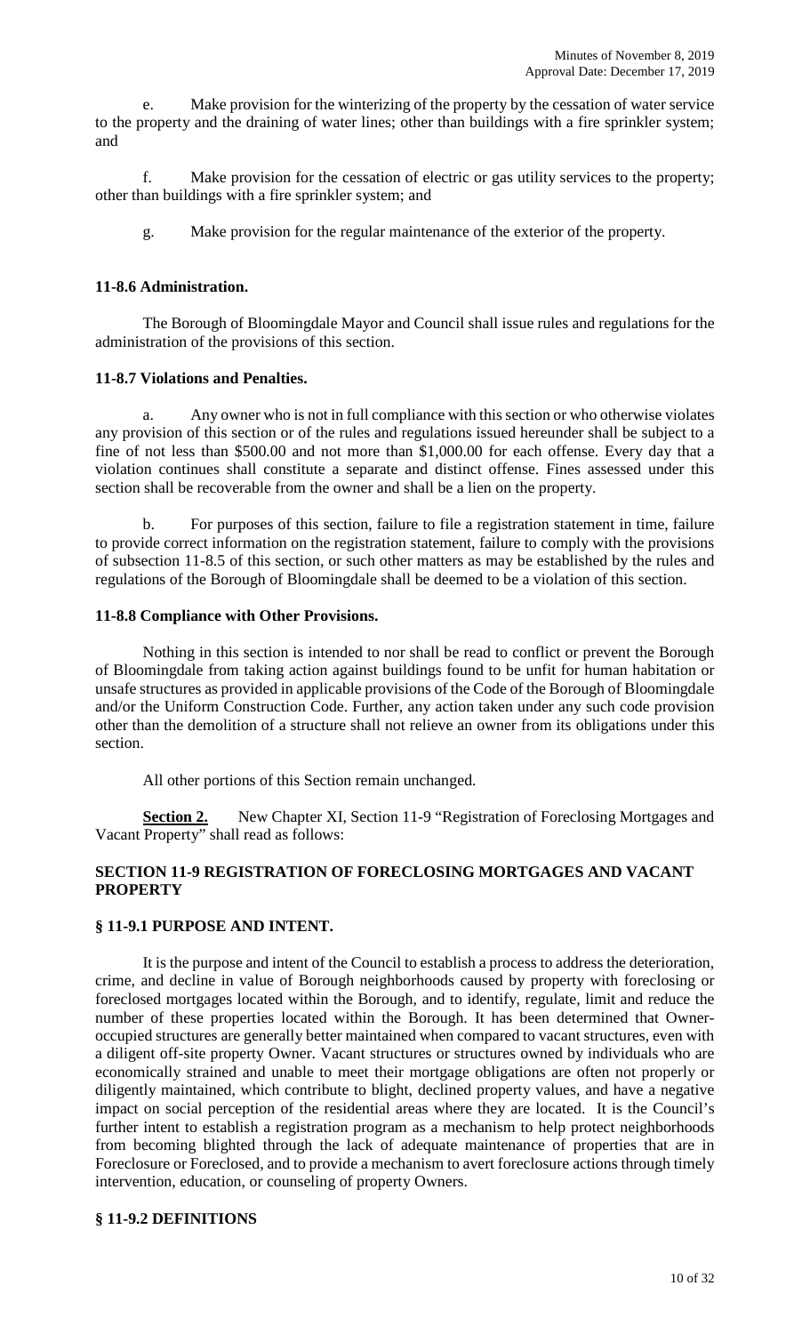e. Make provision for the winterizing of the property by the cessation of water service to the property and the draining of water lines; other than buildings with a fire sprinkler system; and

f. Make provision for the cessation of electric or gas utility services to the property; other than buildings with a fire sprinkler system; and

g. Make provision for the regular maintenance of the exterior of the property.

**11-8.6 Administration.**

The Borough of Bloomingdale Mayor and Council shall issue rules and regulations for the administration of the provisions of this section.

**11-8.7 Violations and Penalties.**

a. Any owner who is not in full compliance with this section or who otherwise violates any provision of this section or of the rules and regulations issued hereunder shall be subject to a fine of not less than $500.00 and not more than $1,000.00 for each offense. Every day that a violation continues shall constitute a separate and distinct offense. Fines assessed under this section shall be recoverable from the owner and shall be a lien on the property.

b. For purposes of this section, failure to file a registration statement in time, failure to provide correct information on the registration statement, failure to comply with the provisions of subsection 11-8.5 of this section, or such other matters as may be established by the rules and regulations of the Borough of Bloomingdale shall be deemed to be a violation of this section.

**11-8.8 Compliance with Other Provisions.**

Nothing in this section is intended to nor shall be read to conflict or prevent the Borough of Bloomingdale from taking action against buildings found to be unfit for human habitation or unsafe structures as provided in applicable provisions of the Code of the Borough of Bloomingdale and/or the Uniform Construction Code. Further, any action taken under any such code provision other than the demolition of a structure shall not relieve an owner from its obligations under this section.

All other portions of this Section remain unchanged.

**Section 2.** New Chapter XI, Section 11-9 "Registration of Foreclosing Mortgages and Vacant Property" shall read as follows:

**SECTION 11-9 REGISTRATION OF FORECLOSING MORTGAGES AND VACANT PROPERTY**

**§ 11-9.1 PURPOSE AND INTENT.**

It is the purpose and intent of the Council to establish a process to address the deterioration, crime, and decline in value of Borough neighborhoods caused by property with foreclosing or foreclosed mortgages located within the Borough, and to identify, regulate, limit and reduce the number of these properties located within the Borough. It has been determined that Owner-occupied structures are generally better maintained when compared to vacant structures, even with a diligent off-site property Owner. Vacant structures or structures owned by individuals who are economically strained and unable to meet their mortgage obligations are often not properly or diligently maintained, which contribute to blight, declined property values, and have a negative impact on social perception of the residential areas where they are located. It is the Council's further intent to establish a registration program as a mechanism to help protect neighborhoods from becoming blighted through the lack of adequate maintenance of properties that are in Foreclosure or Foreclosed, and to provide a mechanism to avert foreclosure actions through timely intervention, education, or counseling of property Owners.

**§ 11-9.2 DEFINITIONS**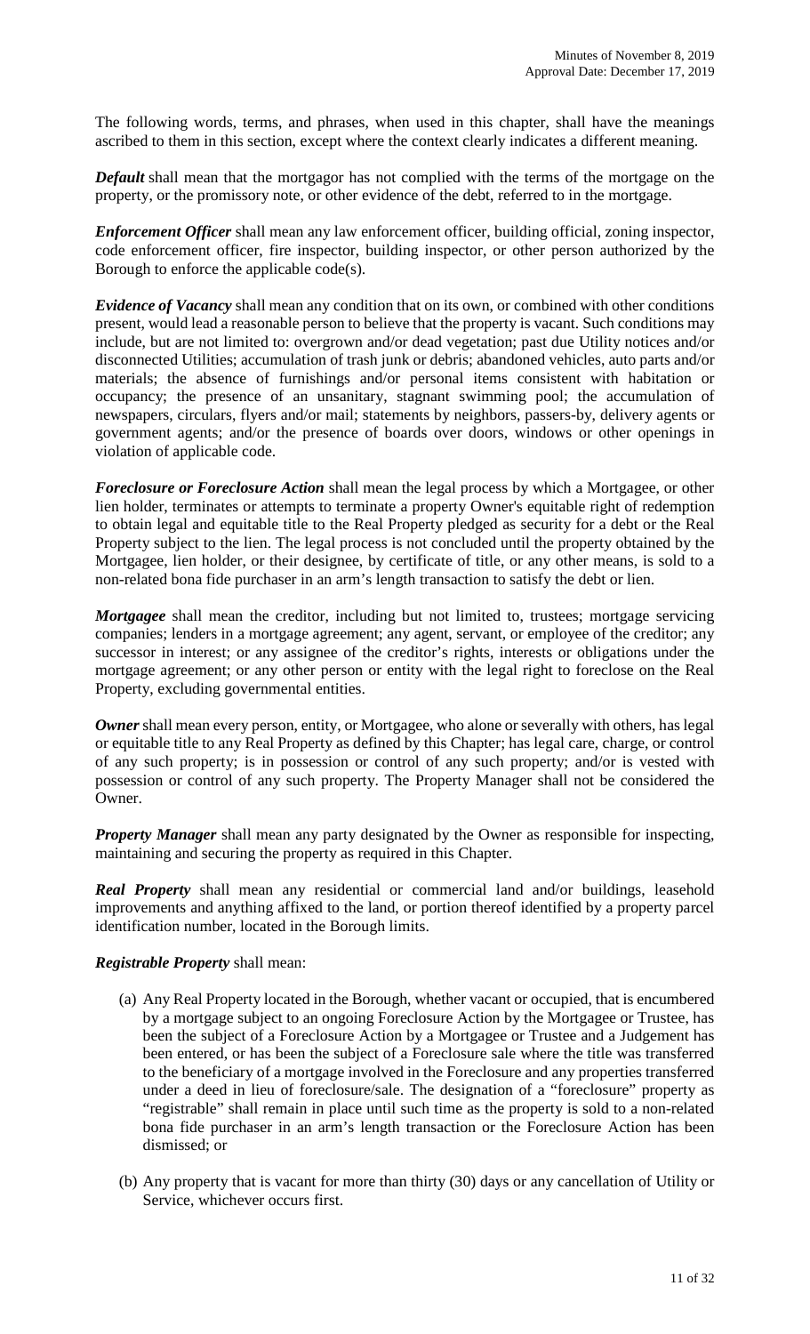The following words, terms, and phrases, when used in this chapter, shall have the meanings ascribed to them in this section, except where the context clearly indicates a different meaning.

***Default*** shall mean that the mortgagor has not complied with the terms of the mortgage on the property, or the promissory note, or other evidence of the debt, referred to in the mortgage.

***Enforcement Officer*** shall mean any law enforcement officer, building official, zoning inspector, code enforcement officer, fire inspector, building inspector, or other person authorized by the Borough to enforce the applicable code(s).

***Evidence of Vacancy*** shall mean any condition that on its own, or combined with other conditions present, would lead a reasonable person to believe that the property is vacant. Such conditions may include, but are not limited to: overgrown and/or dead vegetation; past due Utility notices and/or disconnected Utilities; accumulation of trash junk or debris; abandoned vehicles, auto parts and/or materials; the absence of furnishings and/or personal items consistent with habitation or occupancy; the presence of an unsanitary, stagnant swimming pool; the accumulation of newspapers, circulars, flyers and/or mail; statements by neighbors, passers-by, delivery agents or government agents; and/or the presence of boards over doors, windows or other openings in violation of applicable code.

***Foreclosure or Foreclosure Action*** shall mean the legal process by which a Mortgagee, or other lien holder, terminates or attempts to terminate a property Owner's equitable right of redemption to obtain legal and equitable title to the Real Property pledged as security for a debt or the Real Property subject to the lien. The legal process is not concluded until the property obtained by the Mortgagee, lien holder, or their designee, by certificate of title, or any other means, is sold to a non-related bona fide purchaser in an arm's length transaction to satisfy the debt or lien.

***Mortgagee*** shall mean the creditor, including but not limited to, trustees; mortgage servicing companies; lenders in a mortgage agreement; any agent, servant, or employee of the creditor; any successor in interest; or any assignee of the creditor's rights, interests or obligations under the mortgage agreement; or any other person or entity with the legal right to foreclose on the Real Property, excluding governmental entities.

***Owner*** shall mean every person, entity, or Mortgagee, who alone or severally with others, has legal or equitable title to any Real Property as defined by this Chapter; has legal care, charge, or control of any such property; is in possession or control of any such property; and/or is vested with possession or control of any such property. The Property Manager shall not be considered the Owner.

***Property Manager*** shall mean any party designated by the Owner as responsible for inspecting, maintaining and securing the property as required in this Chapter.

***Real Property*** shall mean any residential or commercial land and/or buildings, leasehold improvements and anything affixed to the land, or portion thereof identified by a property parcel identification number, located in the Borough limits.

***Registrable Property*** shall mean:

(a) Any Real Property located in the Borough, whether vacant or occupied, that is encumbered by a mortgage subject to an ongoing Foreclosure Action by the Mortgagee or Trustee, has been the subject of a Foreclosure Action by a Mortgagee or Trustee and a Judgement has been entered, or has been the subject of a Foreclosure sale where the title was transferred to the beneficiary of a mortgage involved in the Foreclosure and any properties transferred under a deed in lieu of foreclosure/sale. The designation of a "foreclosure" property as "registrable" shall remain in place until such time as the property is sold to a non-related bona fide purchaser in an arm's length transaction or the Foreclosure Action has been dismissed; or

(b) Any property that is vacant for more than thirty (30) days or any cancellation of Utility or Service, whichever occurs first.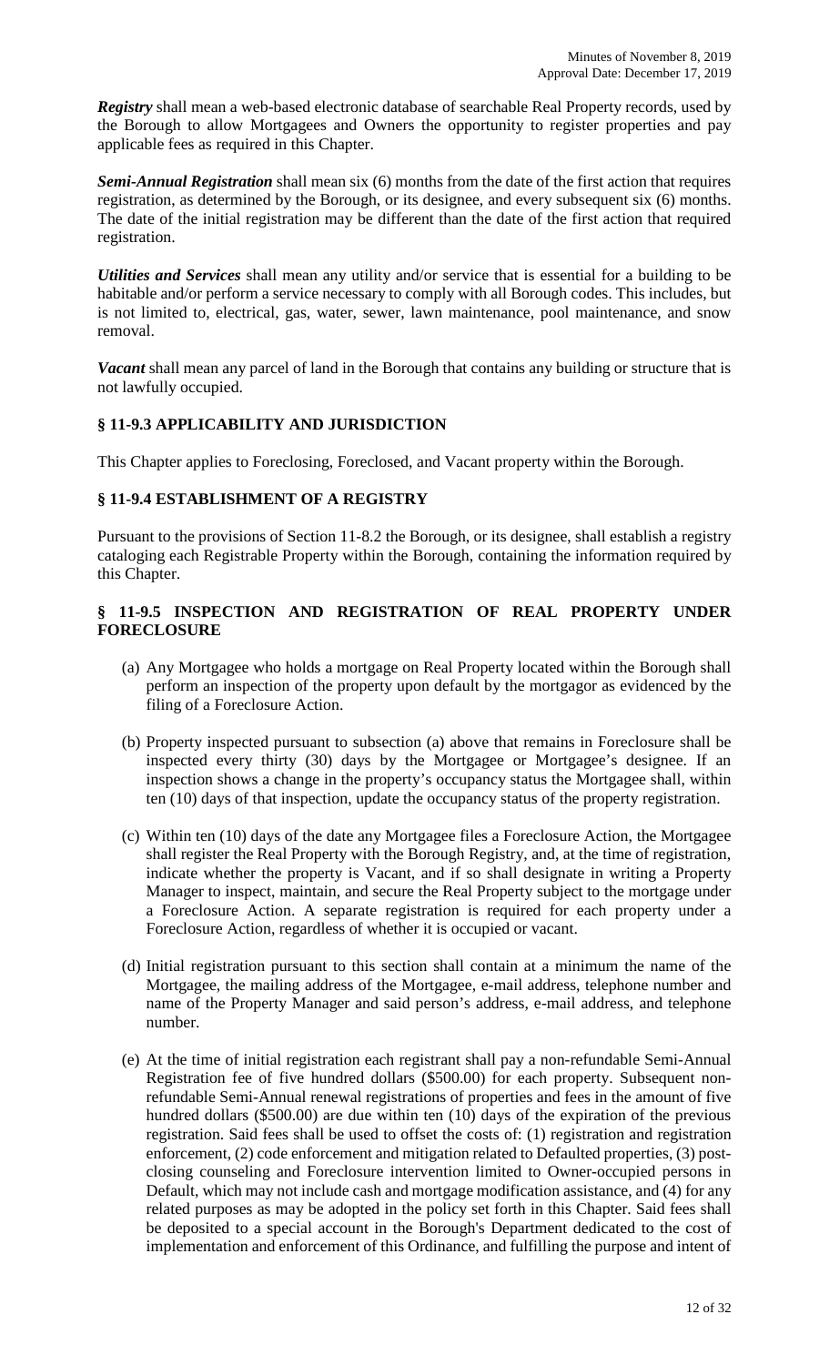***Registry*** shall mean a web-based electronic database of searchable Real Property records, used by the Borough to allow Mortgagees and Owners the opportunity to register properties and pay applicable fees as required in this Chapter.

***Semi-Annual Registration*** shall mean six (6) months from the date of the first action that requires registration, as determined by the Borough, or its designee, and every subsequent six (6) months. The date of the initial registration may be different than the date of the first action that required registration.

***Utilities and Services*** shall mean any utility and/or service that is essential for a building to be habitable and/or perform a service necessary to comply with all Borough codes. This includes, but is not limited to, electrical, gas, water, sewer, lawn maintenance, pool maintenance, and snow removal.

***Vacant*** shall mean any parcel of land in the Borough that contains any building or structure that is not lawfully occupied.

## § 11-9.3 APPLICABILITY AND JURISDICTION

This Chapter applies to Foreclosing, Foreclosed, and Vacant property within the Borough.

## § 11-9.4 ESTABLISHMENT OF A REGISTRY

Pursuant to the provisions of Section 11-8.2 the Borough, or its designee, shall establish a registry cataloging each Registrable Property within the Borough, containing the information required by this Chapter.

## § 11-9.5 INSPECTION AND REGISTRATION OF REAL PROPERTY UNDER FORECLOSURE

(a) Any Mortgagee who holds a mortgage on Real Property located within the Borough shall perform an inspection of the property upon default by the mortgagor as evidenced by the filing of a Foreclosure Action.

(b) Property inspected pursuant to subsection (a) above that remains in Foreclosure shall be inspected every thirty (30) days by the Mortgagee or Mortgagee's designee. If an inspection shows a change in the property's occupancy status the Mortgagee shall, within ten (10) days of that inspection, update the occupancy status of the property registration.

(c) Within ten (10) days of the date any Mortgagee files a Foreclosure Action, the Mortgagee shall register the Real Property with the Borough Registry, and, at the time of registration, indicate whether the property is Vacant, and if so shall designate in writing a Property Manager to inspect, maintain, and secure the Real Property subject to the mortgage under a Foreclosure Action. A separate registration is required for each property under a Foreclosure Action, regardless of whether it is occupied or vacant.

(d) Initial registration pursuant to this section shall contain at a minimum the name of the Mortgagee, the mailing address of the Mortgagee, e-mail address, telephone number and name of the Property Manager and said person's address, e-mail address, and telephone number.

(e) At the time of initial registration each registrant shall pay a non-refundable Semi-Annual Registration fee of five hundred dollars ($500.00) for each property. Subsequent non-refundable Semi-Annual renewal registrations of properties and fees in the amount of five hundred dollars ($500.00) are due within ten (10) days of the expiration of the previous registration. Said fees shall be used to offset the costs of: (1) registration and registration enforcement, (2) code enforcement and mitigation related to Defaulted properties, (3) post-closing counseling and Foreclosure intervention limited to Owner-occupied persons in Default, which may not include cash and mortgage modification assistance, and (4) for any related purposes as may be adopted in the policy set forth in this Chapter. Said fees shall be deposited to a special account in the Borough's Department dedicated to the cost of implementation and enforcement of this Ordinance, and fulfilling the purpose and intent of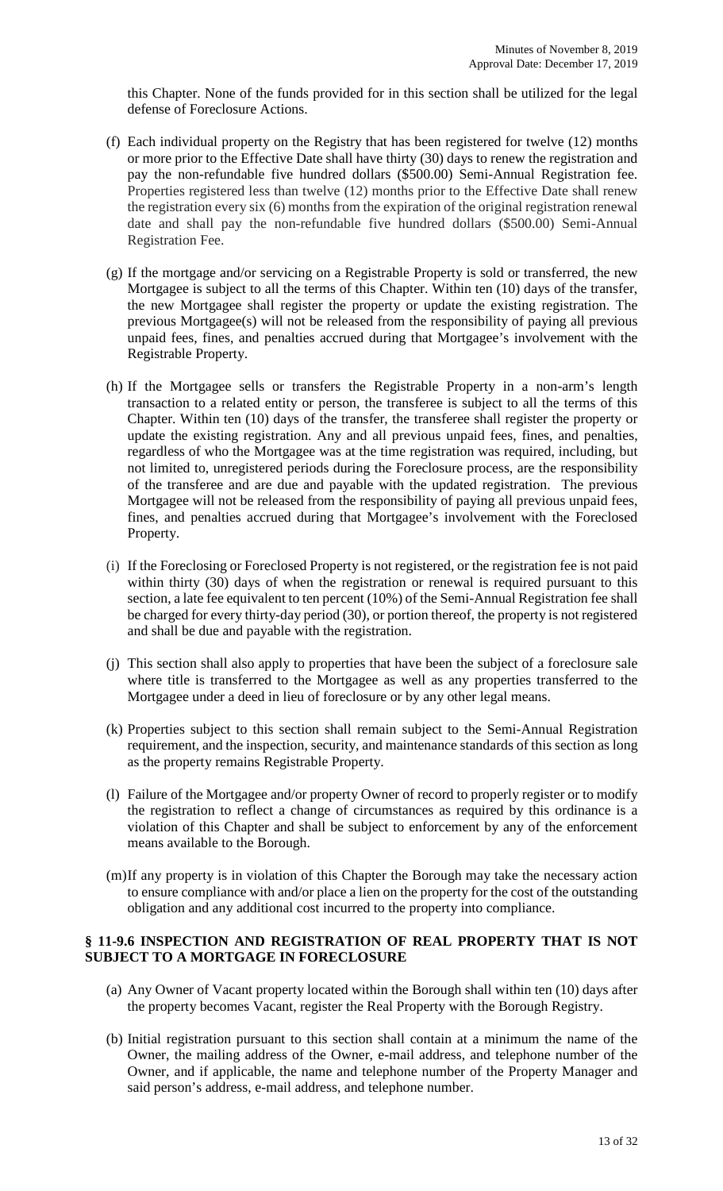this Chapter. None of the funds provided for in this section shall be utilized for the legal defense of Foreclosure Actions.

(f) Each individual property on the Registry that has been registered for twelve (12) months or more prior to the Effective Date shall have thirty (30) days to renew the registration and pay the non-refundable five hundred dollars ($500.00) Semi-Annual Registration fee. Properties registered less than twelve (12) months prior to the Effective Date shall renew the registration every six (6) months from the expiration of the original registration renewal date and shall pay the non-refundable five hundred dollars ($500.00) Semi-Annual Registration Fee.

(g) If the mortgage and/or servicing on a Registrable Property is sold or transferred, the new Mortgagee is subject to all the terms of this Chapter. Within ten (10) days of the transfer, the new Mortgagee shall register the property or update the existing registration. The previous Mortgagee(s) will not be released from the responsibility of paying all previous unpaid fees, fines, and penalties accrued during that Mortgagee's involvement with the Registrable Property.

(h) If the Mortgagee sells or transfers the Registrable Property in a non-arm's length transaction to a related entity or person, the transferee is subject to all the terms of this Chapter. Within ten (10) days of the transfer, the transferee shall register the property or update the existing registration. Any and all previous unpaid fees, fines, and penalties, regardless of who the Mortgagee was at the time registration was required, including, but not limited to, unregistered periods during the Foreclosure process, are the responsibility of the transferee and are due and payable with the updated registration. The previous Mortgagee will not be released from the responsibility of paying all previous unpaid fees, fines, and penalties accrued during that Mortgagee's involvement with the Foreclosed Property.

(i) If the Foreclosing or Foreclosed Property is not registered, or the registration fee is not paid within thirty (30) days of when the registration or renewal is required pursuant to this section, a late fee equivalent to ten percent (10%) of the Semi-Annual Registration fee shall be charged for every thirty-day period (30), or portion thereof, the property is not registered and shall be due and payable with the registration.

(j) This section shall also apply to properties that have been the subject of a foreclosure sale where title is transferred to the Mortgagee as well as any properties transferred to the Mortgagee under a deed in lieu of foreclosure or by any other legal means.

(k) Properties subject to this section shall remain subject to the Semi-Annual Registration requirement, and the inspection, security, and maintenance standards of this section as long as the property remains Registrable Property.

(l) Failure of the Mortgagee and/or property Owner of record to properly register or to modify the registration to reflect a change of circumstances as required by this ordinance is a violation of this Chapter and shall be subject to enforcement by any of the enforcement means available to the Borough.

(m) If any property is in violation of this Chapter the Borough may take the necessary action to ensure compliance with and/or place a lien on the property for the cost of the outstanding obligation and any additional cost incurred to the property into compliance.

### § 11-9.6 INSPECTION AND REGISTRATION OF REAL PROPERTY THAT IS NOT SUBJECT TO A MORTGAGE IN FORECLOSURE

(a) Any Owner of Vacant property located within the Borough shall within ten (10) days after the property becomes Vacant, register the Real Property with the Borough Registry.

(b) Initial registration pursuant to this section shall contain at a minimum the name of the Owner, the mailing address of the Owner, e-mail address, and telephone number of the Owner, and if applicable, the name and telephone number of the Property Manager and said person's address, e-mail address, and telephone number.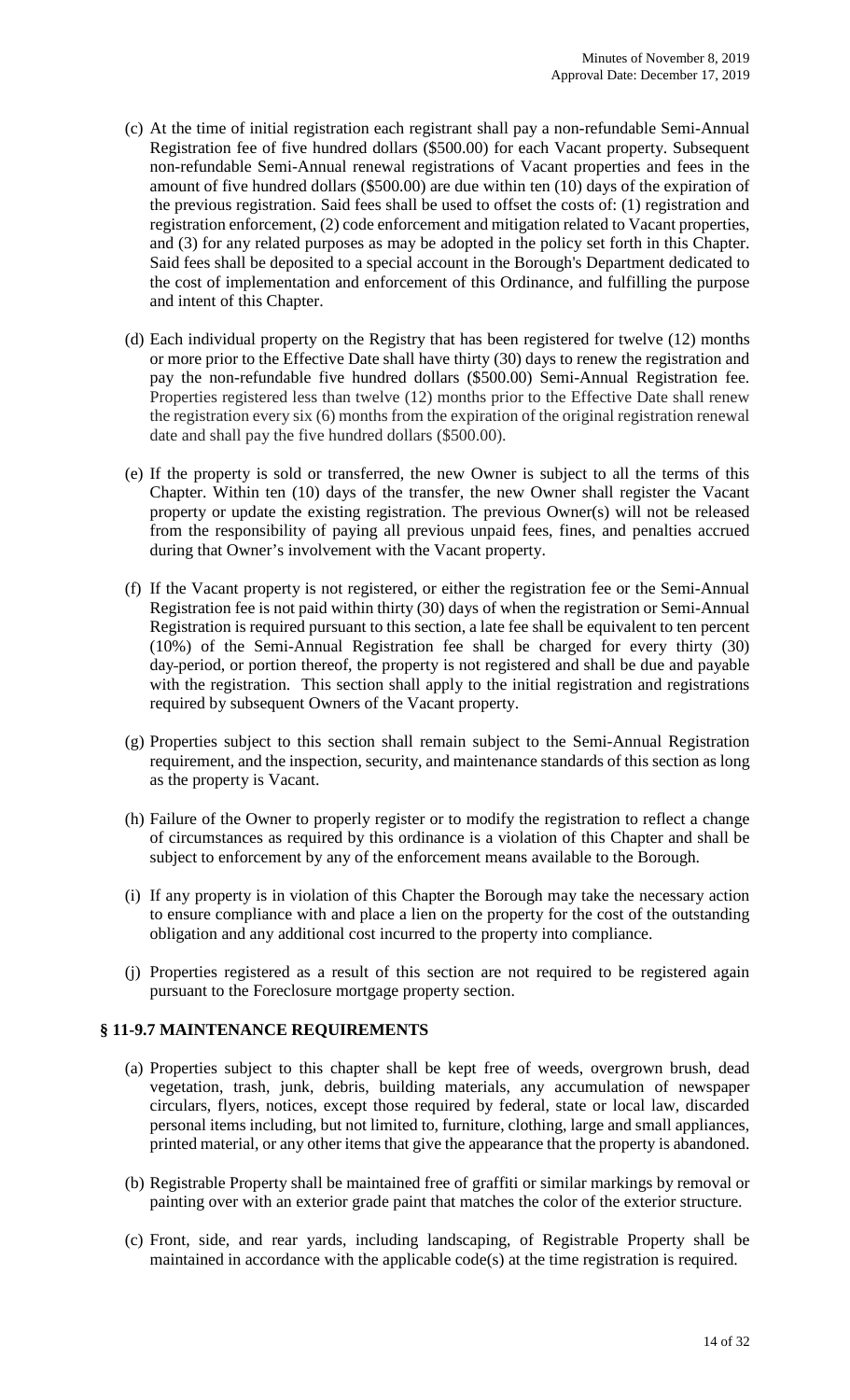(c) At the time of initial registration each registrant shall pay a non-refundable Semi-Annual Registration fee of five hundred dollars ($500.00) for each Vacant property. Subsequent non-refundable Semi-Annual renewal registrations of Vacant properties and fees in the amount of five hundred dollars ($500.00) are due within ten (10) days of the expiration of the previous registration. Said fees shall be used to offset the costs of: (1) registration and registration enforcement, (2) code enforcement and mitigation related to Vacant properties, and (3) for any related purposes as may be adopted in the policy set forth in this Chapter. Said fees shall be deposited to a special account in the Borough's Department dedicated to the cost of implementation and enforcement of this Ordinance, and fulfilling the purpose and intent of this Chapter.

(d) Each individual property on the Registry that has been registered for twelve (12) months or more prior to the Effective Date shall have thirty (30) days to renew the registration and pay the non-refundable five hundred dollars ($500.00) Semi-Annual Registration fee. Properties registered less than twelve (12) months prior to the Effective Date shall renew the registration every six (6) months from the expiration of the original registration renewal date and shall pay the five hundred dollars ($500.00).

(e) If the property is sold or transferred, the new Owner is subject to all the terms of this Chapter. Within ten (10) days of the transfer, the new Owner shall register the Vacant property or update the existing registration. The previous Owner(s) will not be released from the responsibility of paying all previous unpaid fees, fines, and penalties accrued during that Owner's involvement with the Vacant property.

(f) If the Vacant property is not registered, or either the registration fee or the Semi-Annual Registration fee is not paid within thirty (30) days of when the registration or Semi-Annual Registration is required pursuant to this section, a late fee shall be equivalent to ten percent (10%) of the Semi-Annual Registration fee shall be charged for every thirty (30) day-period, or portion thereof, the property is not registered and shall be due and payable with the registration. This section shall apply to the initial registration and registrations required by subsequent Owners of the Vacant property.

(g) Properties subject to this section shall remain subject to the Semi-Annual Registration requirement, and the inspection, security, and maintenance standards of this section as long as the property is Vacant.

(h) Failure of the Owner to properly register or to modify the registration to reflect a change of circumstances as required by this ordinance is a violation of this Chapter and shall be subject to enforcement by any of the enforcement means available to the Borough.

(i) If any property is in violation of this Chapter the Borough may take the necessary action to ensure compliance with and place a lien on the property for the cost of the outstanding obligation and any additional cost incurred to the property into compliance.

(j) Properties registered as a result of this section are not required to be registered again pursuant to the Foreclosure mortgage property section.

### § 11-9.7 MAINTENANCE REQUIREMENTS

(a) Properties subject to this chapter shall be kept free of weeds, overgrown brush, dead vegetation, trash, junk, debris, building materials, any accumulation of newspaper circulars, flyers, notices, except those required by federal, state or local law, discarded personal items including, but not limited to, furniture, clothing, large and small appliances, printed material, or any other items that give the appearance that the property is abandoned.

(b) Registrable Property shall be maintained free of graffiti or similar markings by removal or painting over with an exterior grade paint that matches the color of the exterior structure.

(c) Front, side, and rear yards, including landscaping, of Registrable Property shall be maintained in accordance with the applicable code(s) at the time registration is required.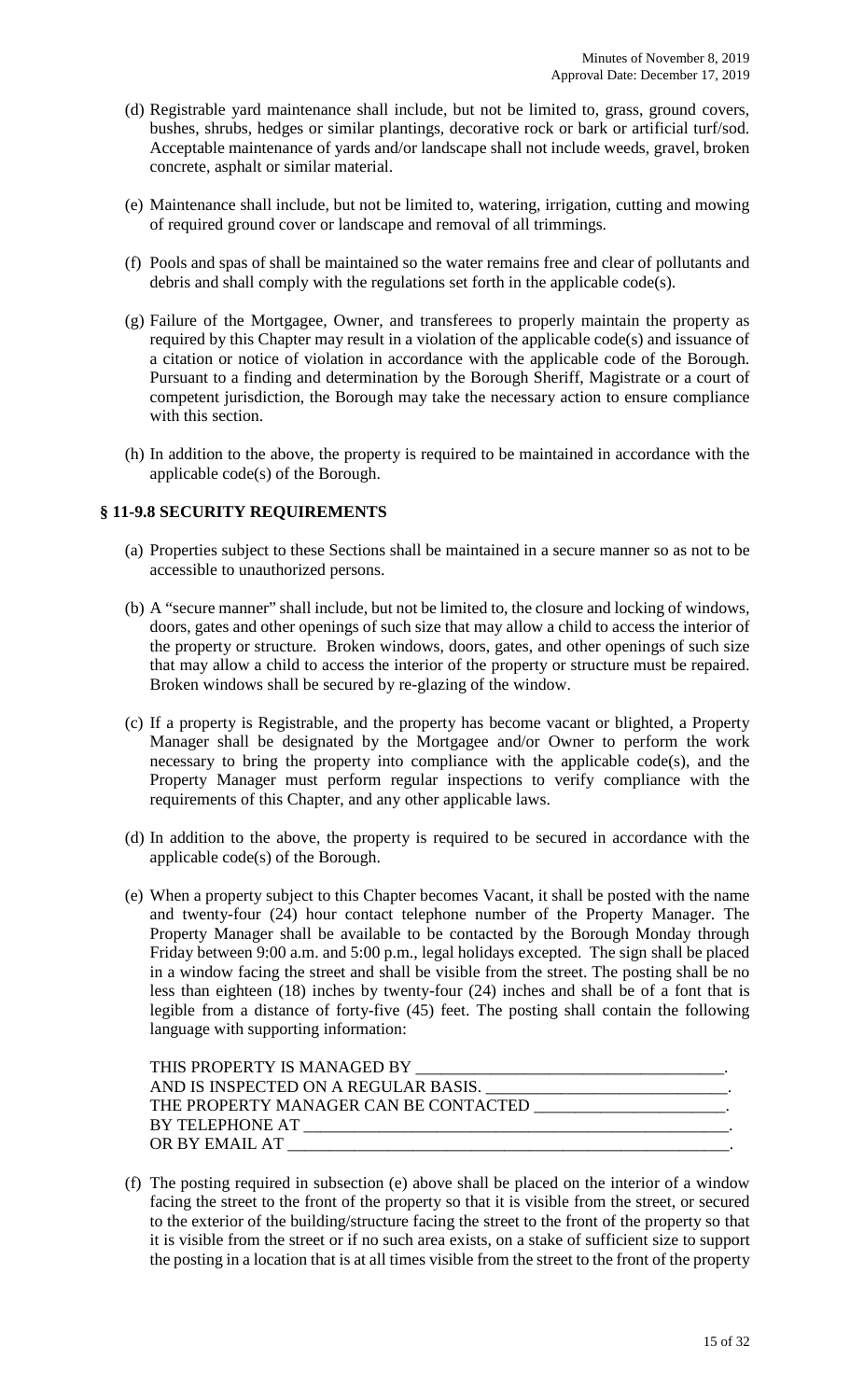(d) Registrable yard maintenance shall include, but not be limited to, grass, ground covers, bushes, shrubs, hedges or similar plantings, decorative rock or bark or artificial turf/sod. Acceptable maintenance of yards and/or landscape shall not include weeds, gravel, broken concrete, asphalt or similar material.

(e) Maintenance shall include, but not be limited to, watering, irrigation, cutting and mowing of required ground cover or landscape and removal of all trimmings.

(f) Pools and spas of shall be maintained so the water remains free and clear of pollutants and debris and shall comply with the regulations set forth in the applicable code(s).

(g) Failure of the Mortgagee, Owner, and transferees to properly maintain the property as required by this Chapter may result in a violation of the applicable code(s) and issuance of a citation or notice of violation in accordance with the applicable code of the Borough. Pursuant to a finding and determination by the Borough Sheriff, Magistrate or a court of competent jurisdiction, the Borough may take the necessary action to ensure compliance with this section.

(h) In addition to the above, the property is required to be maintained in accordance with the applicable code(s) of the Borough.

### § 11-9.8 SECURITY REQUIREMENTS

(a) Properties subject to these Sections shall be maintained in a secure manner so as not to be accessible to unauthorized persons.

(b) A "secure manner" shall include, but not be limited to, the closure and locking of windows, doors, gates and other openings of such size that may allow a child to access the interior of the property or structure. Broken windows, doors, gates, and other openings of such size that may allow a child to access the interior of the property or structure must be repaired. Broken windows shall be secured by re-glazing of the window.

(c) If a property is Registrable, and the property has become vacant or blighted, a Property Manager shall be designated by the Mortgagee and/or Owner to perform the work necessary to bring the property into compliance with the applicable code(s), and the Property Manager must perform regular inspections to verify compliance with the requirements of this Chapter, and any other applicable laws.

(d) In addition to the above, the property is required to be secured in accordance with the applicable code(s) of the Borough.

(e) When a property subject to this Chapter becomes Vacant, it shall be posted with the name and twenty-four (24) hour contact telephone number of the Property Manager. The Property Manager shall be available to be contacted by the Borough Monday through Friday between 9:00 a.m. and 5:00 p.m., legal holidays excepted. The sign shall be placed in a window facing the street and shall be visible from the street. The posting shall be no less than eighteen (18) inches by twenty-four (24) inches and shall be of a font that is legible from a distance of forty-five (45) feet. The posting shall contain the following language with supporting information:

THIS PROPERTY IS MANAGED BY _____________________________________.
AND IS INSPECTED ON A REGULAR BASIS. _____________________________.
THE PROPERTY MANAGER CAN BE CONTACTED _______________________.
BY TELEPHONE AT ______________________________________________________.
OR BY EMAIL AT _______________________________________________________.

(f) The posting required in subsection (e) above shall be placed on the interior of a window facing the street to the front of the property so that it is visible from the street, or secured to the exterior of the building/structure facing the street to the front of the property so that it is visible from the street or if no such area exists, on a stake of sufficient size to support the posting in a location that is at all times visible from the street to the front of the property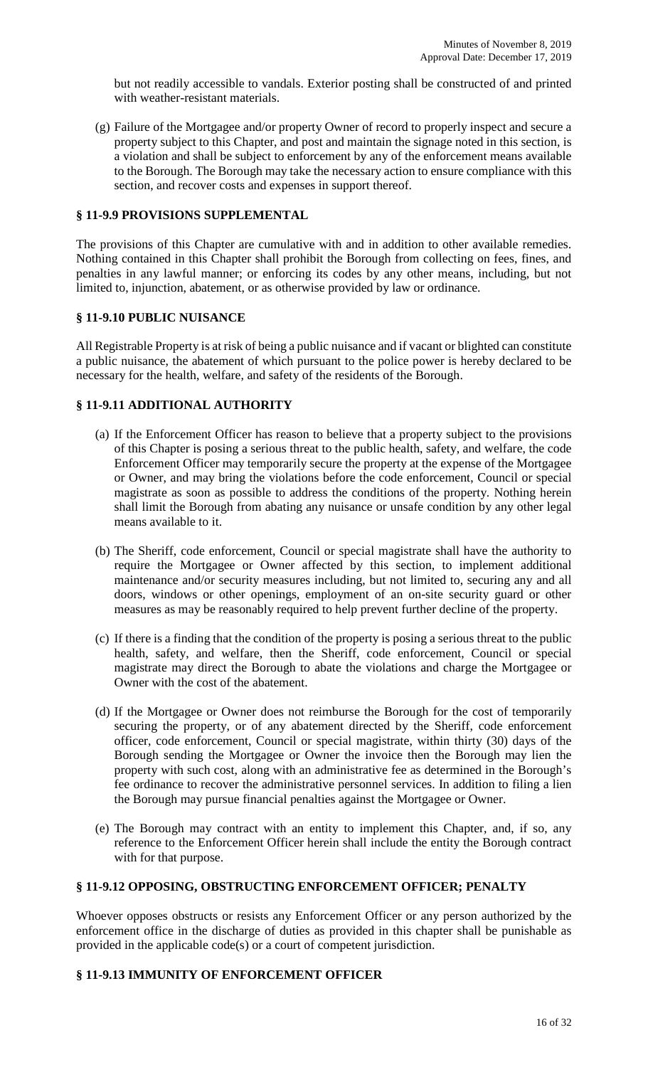but not readily accessible to vandals. Exterior posting shall be constructed of and printed with weather-resistant materials.

(g) Failure of the Mortgagee and/or property Owner of record to properly inspect and secure a property subject to this Chapter, and post and maintain the signage noted in this section, is a violation and shall be subject to enforcement by any of the enforcement means available to the Borough. The Borough may take the necessary action to ensure compliance with this section, and recover costs and expenses in support thereof.

### § 11-9.9 PROVISIONS SUPPLEMENTAL

The provisions of this Chapter are cumulative with and in addition to other available remedies. Nothing contained in this Chapter shall prohibit the Borough from collecting on fees, fines, and penalties in any lawful manner; or enforcing its codes by any other means, including, but not limited to, injunction, abatement, or as otherwise provided by law or ordinance.

### § 11-9.10 PUBLIC NUISANCE

All Registrable Property is at risk of being a public nuisance and if vacant or blighted can constitute a public nuisance, the abatement of which pursuant to the police power is hereby declared to be necessary for the health, welfare, and safety of the residents of the Borough.

### § 11-9.11 ADDITIONAL AUTHORITY

(a) If the Enforcement Officer has reason to believe that a property subject to the provisions of this Chapter is posing a serious threat to the public health, safety, and welfare, the code Enforcement Officer may temporarily secure the property at the expense of the Mortgagee or Owner, and may bring the violations before the code enforcement, Council or special magistrate as soon as possible to address the conditions of the property. Nothing herein shall limit the Borough from abating any nuisance or unsafe condition by any other legal means available to it.

(b) The Sheriff, code enforcement, Council or special magistrate shall have the authority to require the Mortgagee or Owner affected by this section, to implement additional maintenance and/or security measures including, but not limited to, securing any and all doors, windows or other openings, employment of an on-site security guard or other measures as may be reasonably required to help prevent further decline of the property.

(c) If there is a finding that the condition of the property is posing a serious threat to the public health, safety, and welfare, then the Sheriff, code enforcement, Council or special magistrate may direct the Borough to abate the violations and charge the Mortgagee or Owner with the cost of the abatement.

(d) If the Mortgagee or Owner does not reimburse the Borough for the cost of temporarily securing the property, or of any abatement directed by the Sheriff, code enforcement officer, code enforcement, Council or special magistrate, within thirty (30) days of the Borough sending the Mortgagee or Owner the invoice then the Borough may lien the property with such cost, along with an administrative fee as determined in the Borough's fee ordinance to recover the administrative personnel services. In addition to filing a lien the Borough may pursue financial penalties against the Mortgagee or Owner.

(e) The Borough may contract with an entity to implement this Chapter, and, if so, any reference to the Enforcement Officer herein shall include the entity the Borough contract with for that purpose.

### § 11-9.12 OPPOSING, OBSTRUCTING ENFORCEMENT OFFICER; PENALTY

Whoever opposes obstructs or resists any Enforcement Officer or any person authorized by the enforcement office in the discharge of duties as provided in this chapter shall be punishable as provided in the applicable code(s) or a court of competent jurisdiction.

### § 11-9.13 IMMUNITY OF ENFORCEMENT OFFICER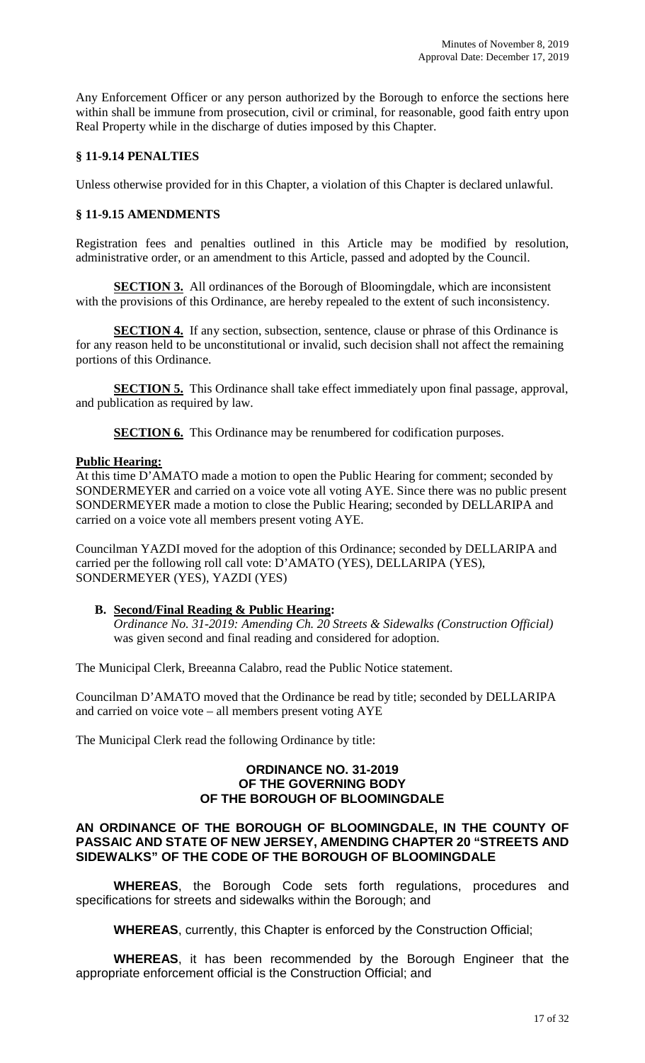Any Enforcement Officer or any person authorized by the Borough to enforce the sections here within shall be immune from prosecution, civil or criminal, for reasonable, good faith entry upon Real Property while in the discharge of duties imposed by this Chapter.

### § 11-9.14 PENALTIES

Unless otherwise provided for in this Chapter, a violation of this Chapter is declared unlawful.

### § 11-9.15 AMENDMENTS

Registration fees and penalties outlined in this Article may be modified by resolution, administrative order, or an amendment to this Article, passed and adopted by the Council.

**SECTION 3.** All ordinances of the Borough of Bloomingdale, which are inconsistent with the provisions of this Ordinance, are hereby repealed to the extent of such inconsistency.

**SECTION 4.** If any section, subsection, sentence, clause or phrase of this Ordinance is for any reason held to be unconstitutional or invalid, such decision shall not affect the remaining portions of this Ordinance.

**SECTION 5.** This Ordinance shall take effect immediately upon final passage, approval, and publication as required by law.

**SECTION 6.** This Ordinance may be renumbered for codification purposes.

**Public Hearing:**
At this time D'AMATO made a motion to open the Public Hearing for comment; seconded by SONDERMEYER and carried on a voice vote all voting AYE. Since there was no public present SONDERMEYER made a motion to close the Public Hearing; seconded by DELLARIPA and carried on a voice vote all members present voting AYE.

Councilman YAZDI moved for the adoption of this Ordinance; seconded by DELLARIPA and carried per the following roll call vote: D'AMATO (YES), DELLARIPA (YES), SONDERMEYER (YES), YAZDI (YES)

**B. Second/Final Reading & Public Hearing:**
*Ordinance No. 31-2019: Amending Ch. 20 Streets & Sidewalks (Construction Official)* was given second and final reading and considered for adoption.

The Municipal Clerk, Breeanna Calabro, read the Public Notice statement.

Councilman D'AMATO moved that the Ordinance be read by title; seconded by DELLARIPA and carried on voice vote – all members present voting AYE

The Municipal Clerk read the following Ordinance by title:

**ORDINANCE NO. 31-2019**
**OF THE GOVERNING BODY**
**OF THE BOROUGH OF BLOOMINGDALE**

**AN ORDINANCE OF THE BOROUGH OF BLOOMINGDALE, IN THE COUNTY OF PASSAIC AND STATE OF NEW JERSEY, AMENDING CHAPTER 20 "STREETS AND SIDEWALKS" OF THE CODE OF THE BOROUGH OF BLOOMINGDALE**

**WHEREAS**, the Borough Code sets forth regulations, procedures and specifications for streets and sidewalks within the Borough; and

**WHEREAS**, currently, this Chapter is enforced by the Construction Official;

**WHEREAS**, it has been recommended by the Borough Engineer that the appropriate enforcement official is the Construction Official; and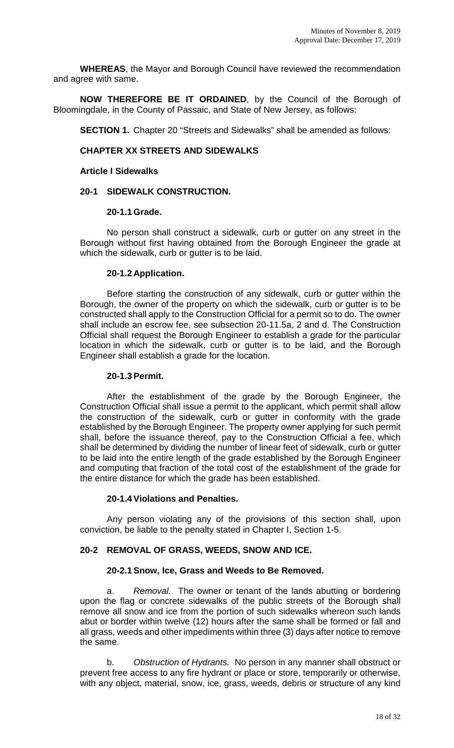**WHEREAS**, the Mayor and Borough Council have reviewed the recommendation and agree with same.

**NOW THEREFORE BE IT ORDAINED**, by the Council of the Borough of Bloomingdale, in the County of Passaic, and State of New Jersey, as follows:

**SECTION 1.** Chapter 20 "Streets and Sidewalks" shall be amended as follows:

**CHAPTER XX STREETS AND SIDEWALKS**

**Article I Sidewalks**

**20-1 SIDEWALK CONSTRUCTION.**

**20-1.1 Grade.**

No person shall construct a sidewalk, curb or gutter on any street in the Borough without first having obtained from the Borough Engineer the grade at which the sidewalk, curb or gutter is to be laid.

**20-1.2 Application.**

Before starting the construction of any sidewalk, curb or gutter within the Borough, the owner of the property on which the sidewalk, curb or gutter is to be constructed shall apply to the Construction Official for a permit so to do. The owner shall include an escrow fee, see subsection 20-11.5a, 2 and d. The Construction Official shall request the Borough Engineer to establish a grade for the particular location in which the sidewalk, curb or gutter is to be laid, and the Borough Engineer shall establish a grade for the location.

**20-1.3 Permit.**

After the establishment of the grade by the Borough Engineer, the Construction Official shall issue a permit to the applicant, which permit shall allow the construction of the sidewalk, curb or gutter in conformity with the grade established by the Borough Engineer. The property owner applying for such permit shall, before the issuance thereof, pay to the Construction Official a fee, which shall be determined by dividing the number of linear feet of sidewalk, curb or gutter to be laid into the entire length of the grade established by the Borough Engineer and computing that fraction of the total cost of the establishment of the grade for the entire distance for which the grade has been established.

**20-1.4 Violations and Penalties.**

Any person violating any of the provisions of this section shall, upon conviction, be liable to the penalty stated in Chapter I, Section 1-5.

**20-2 REMOVAL OF GRASS, WEEDS, SNOW AND ICE.**

**20-2.1 Snow, Ice, Grass and Weeds to Be Removed.**

a. *Removal.* The owner or tenant of the lands abutting or bordering upon the flag or concrete sidewalks of the public streets of the Borough shall remove all snow and ice from the portion of such sidewalks whereon such lands abut or border within twelve (12) hours after the same shall be formed or fall and all grass, weeds and other impediments within three (3) days after notice to remove the same.

b. *Obstruction of Hydrants.* No person in any manner shall obstruct or prevent free access to any fire hydrant or place or store, temporarily or otherwise, with any object, material, snow, ice, grass, weeds, debris or structure of any kind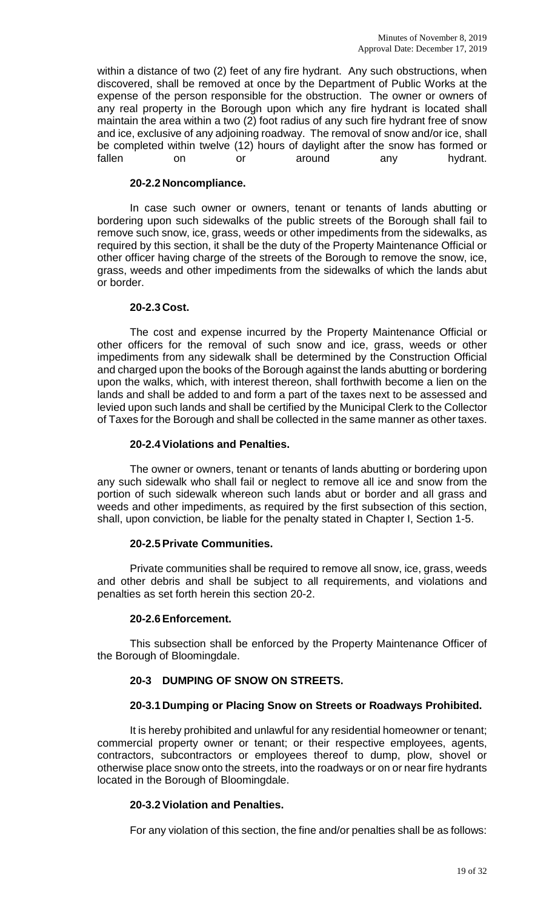within a distance of two (2) feet of any fire hydrant. Any such obstructions, when discovered, shall be removed at once by the Department of Public Works at the expense of the person responsible for the obstruction. The owner or owners of any real property in the Borough upon which any fire hydrant is located shall maintain the area within a two (2) foot radius of any such fire hydrant free of snow and ice, exclusive of any adjoining roadway. The removal of snow and/or ice, shall be completed within twelve (12) hours of daylight after the snow has formed or fallen on or around any hydrant.

**20-2.2 Noncompliance.**

In case such owner or owners, tenant or tenants of lands abutting or bordering upon such sidewalks of the public streets of the Borough shall fail to remove such snow, ice, grass, weeds or other impediments from the sidewalks, as required by this section, it shall be the duty of the Property Maintenance Official or other officer having charge of the streets of the Borough to remove the snow, ice, grass, weeds and other impediments from the sidewalks of which the lands abut or border.

**20-2.3 Cost.**

The cost and expense incurred by the Property Maintenance Official or other officers for the removal of such snow and ice, grass, weeds or other impediments from any sidewalk shall be determined by the Construction Official and charged upon the books of the Borough against the lands abutting or bordering upon the walks, which, with interest thereon, shall forthwith become a lien on the lands and shall be added to and form a part of the taxes next to be assessed and levied upon such lands and shall be certified by the Municipal Clerk to the Collector of Taxes for the Borough and shall be collected in the same manner as other taxes.

**20-2.4 Violations and Penalties.**

The owner or owners, tenant or tenants of lands abutting or bordering upon any such sidewalk who shall fail or neglect to remove all ice and snow from the portion of such sidewalk whereon such lands abut or border and all grass and weeds and other impediments, as required by the first subsection of this section, shall, upon conviction, be liable for the penalty stated in Chapter I, Section 1-5.

**20-2.5 Private Communities.**

Private communities shall be required to remove all snow, ice, grass, weeds and other debris and shall be subject to all requirements, and violations and penalties as set forth herein this section 20-2.

**20-2.6 Enforcement.**

This subsection shall be enforced by the Property Maintenance Officer of the Borough of Bloomingdale.

**20-3 DUMPING OF SNOW ON STREETS.**

**20-3.1 Dumping or Placing Snow on Streets or Roadways Prohibited.**

It is hereby prohibited and unlawful for any residential homeowner or tenant; commercial property owner or tenant; or their respective employees, agents, contractors, subcontractors or employees thereof to dump, plow, shovel or otherwise place snow onto the streets, into the roadways or on or near fire hydrants located in the Borough of Bloomingdale.

**20-3.2 Violation and Penalties.**

For any violation of this section, the fine and/or penalties shall be as follows: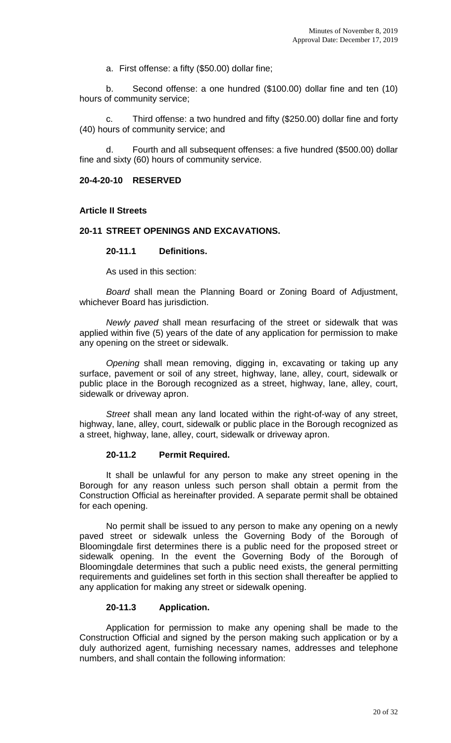a. First offense: a fifty ($50.00) dollar fine;

b. Second offense: a one hundred ($100.00) dollar fine and ten (10) hours of community service;

c. Third offense: a two hundred and fifty ($250.00) dollar fine and forty (40) hours of community service; and

d. Fourth and all subsequent offenses: a five hundred ($500.00) dollar fine and sixty (60) hours of community service.

**20-4-20-10 RESERVED**

**Article II Streets**

**20-11 STREET OPENINGS AND EXCAVATIONS.**

**20-11.1 Definitions.**

As used in this section:

*Board* shall mean the Planning Board or Zoning Board of Adjustment, whichever Board has jurisdiction.

*Newly paved* shall mean resurfacing of the street or sidewalk that was applied within five (5) years of the date of any application for permission to make any opening on the street or sidewalk.

*Opening* shall mean removing, digging in, excavating or taking up any surface, pavement or soil of any street, highway, lane, alley, court, sidewalk or public place in the Borough recognized as a street, highway, lane, alley, court, sidewalk or driveway apron.

*Street* shall mean any land located within the right-of-way of any street, highway, lane, alley, court, sidewalk or public place in the Borough recognized as a street, highway, lane, alley, court, sidewalk or driveway apron.

**20-11.2 Permit Required.**

It shall be unlawful for any person to make any street opening in the Borough for any reason unless such person shall obtain a permit from the Construction Official as hereinafter provided. A separate permit shall be obtained for each opening.

No permit shall be issued to any person to make any opening on a newly paved street or sidewalk unless the Governing Body of the Borough of Bloomingdale first determines there is a public need for the proposed street or sidewalk opening. In the event the Governing Body of the Borough of Bloomingdale determines that such a public need exists, the general permitting requirements and guidelines set forth in this section shall thereafter be applied to any application for making any street or sidewalk opening.

**20-11.3 Application.**

Application for permission to make any opening shall be made to the Construction Official and signed by the person making such application or by a duly authorized agent, furnishing necessary names, addresses and telephone numbers, and shall contain the following information: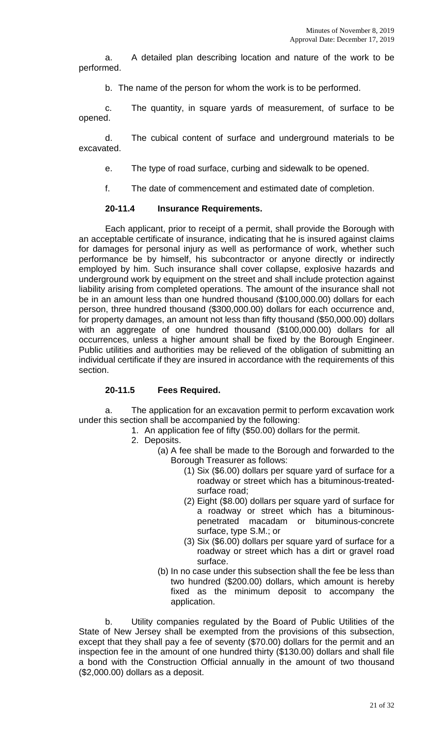a. A detailed plan describing location and nature of the work to be performed.

b. The name of the person for whom the work is to be performed.

c. The quantity, in square yards of measurement, of surface to be opened.

d. The cubical content of surface and underground materials to be excavated.

e. The type of road surface, curbing and sidewalk to be opened.

f. The date of commencement and estimated date of completion.

**20-11.4 Insurance Requirements.**

Each applicant, prior to receipt of a permit, shall provide the Borough with an acceptable certificate of insurance, indicating that he is insured against claims for damages for personal injury as well as performance of work, whether such performance be by himself, his subcontractor or anyone directly or indirectly employed by him. Such insurance shall cover collapse, explosive hazards and underground work by equipment on the street and shall include protection against liability arising from completed operations. The amount of the insurance shall not be in an amount less than one hundred thousand ($100,000.00) dollars for each person, three hundred thousand ($300,000.00) dollars for each occurrence and, for property damages, an amount not less than fifty thousand ($50,000.00) dollars with an aggregate of one hundred thousand ($100,000.00) dollars for all occurrences, unless a higher amount shall be fixed by the Borough Engineer. Public utilities and authorities may be relieved of the obligation of submitting an individual certificate if they are insured in accordance with the requirements of this section.

**20-11.5 Fees Required.**

a. The application for an excavation permit to perform excavation work under this section shall be accompanied by the following:

1. An application fee of fifty ($50.00) dollars for the permit.
2. Deposits.
   - (a) A fee shall be made to the Borough and forwarded to the Borough Treasurer as follows:
     - (1) Six ($6.00) dollars per square yard of surface for a roadway or street which has a bituminous-treated-surface road;
     - (2) Eight ($8.00) dollars per square yard of surface for a roadway or street which has a bituminous-penetrated macadam or bituminous-concrete surface, type S.M.; or
     - (3) Six ($6.00) dollars per square yard of surface for a roadway or street which has a dirt or gravel road surface.
   - (b) In no case under this subsection shall the fee be less than two hundred ($200.00) dollars, which amount is hereby fixed as the minimum deposit to accompany the application.

b. Utility companies regulated by the Board of Public Utilities of the State of New Jersey shall be exempted from the provisions of this subsection, except that they shall pay a fee of seventy ($70.00) dollars for the permit and an inspection fee in the amount of one hundred thirty ($130.00) dollars and shall file a bond with the Construction Official annually in the amount of two thousand ($2,000.00) dollars as a deposit.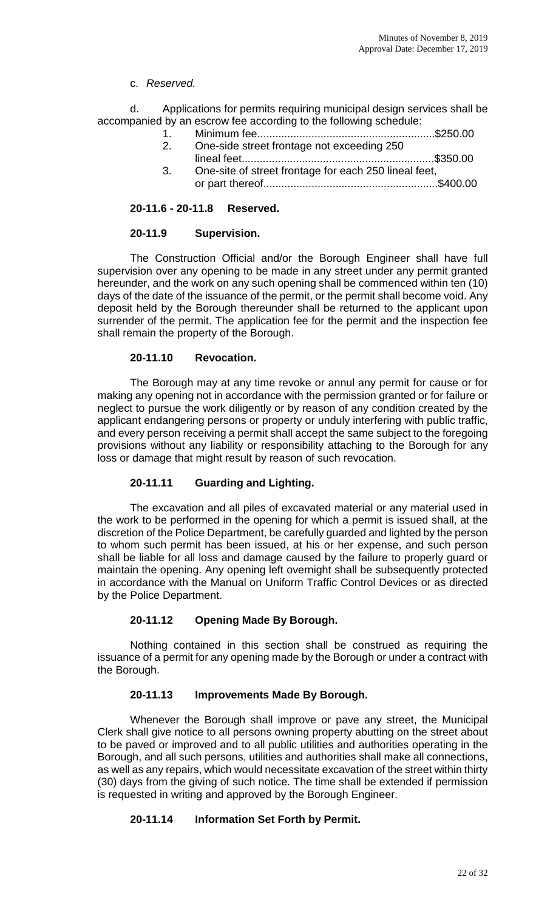c. *Reserved.*

d. Applications for permits requiring municipal design services shall be accompanied by an escrow fee according to the following schedule:

1. Minimum fee..........................................................$250.00
2. One-side street frontage not exceeding 250 lineal feet...............................................................$350.00
3. One-site of street frontage for each 250 lineal feet, or part thereof.........................................................$400.00

**20-11.6 - 20-11.8 Reserved.**

**20-11.9 Supervision.**

The Construction Official and/or the Borough Engineer shall have full supervision over any opening to be made in any street under any permit granted hereunder, and the work on any such opening shall be commenced within ten (10) days of the date of the issuance of the permit, or the permit shall become void. Any deposit held by the Borough thereunder shall be returned to the applicant upon surrender of the permit. The application fee for the permit and the inspection fee shall remain the property of the Borough.

**20-11.10 Revocation.**

The Borough may at any time revoke or annul any permit for cause or for making any opening not in accordance with the permission granted or for failure or neglect to pursue the work diligently or by reason of any condition created by the applicant endangering persons or property or unduly interfering with public traffic, and every person receiving a permit shall accept the same subject to the foregoing provisions without any liability or responsibility attaching to the Borough for any loss or damage that might result by reason of such revocation.

**20-11.11 Guarding and Lighting.**

The excavation and all piles of excavated material or any material used in the work to be performed in the opening for which a permit is issued shall, at the discretion of the Police Department, be carefully guarded and lighted by the person to whom such permit has been issued, at his or her expense, and such person shall be liable for all loss and damage caused by the failure to properly guard or maintain the opening. Any opening left overnight shall be subsequently protected in accordance with the Manual on Uniform Traffic Control Devices or as directed by the Police Department.

**20-11.12 Opening Made By Borough.**

Nothing contained in this section shall be construed as requiring the issuance of a permit for any opening made by the Borough or under a contract with the Borough.

**20-11.13 Improvements Made By Borough.**

Whenever the Borough shall improve or pave any street, the Municipal Clerk shall give notice to all persons owning property abutting on the street about to be paved or improved and to all public utilities and authorities operating in the Borough, and all such persons, utilities and authorities shall make all connections, as well as any repairs, which would necessitate excavation of the street within thirty (30) days from the giving of such notice. The time shall be extended if permission is requested in writing and approved by the Borough Engineer.

**20-11.14 Information Set Forth by Permit.**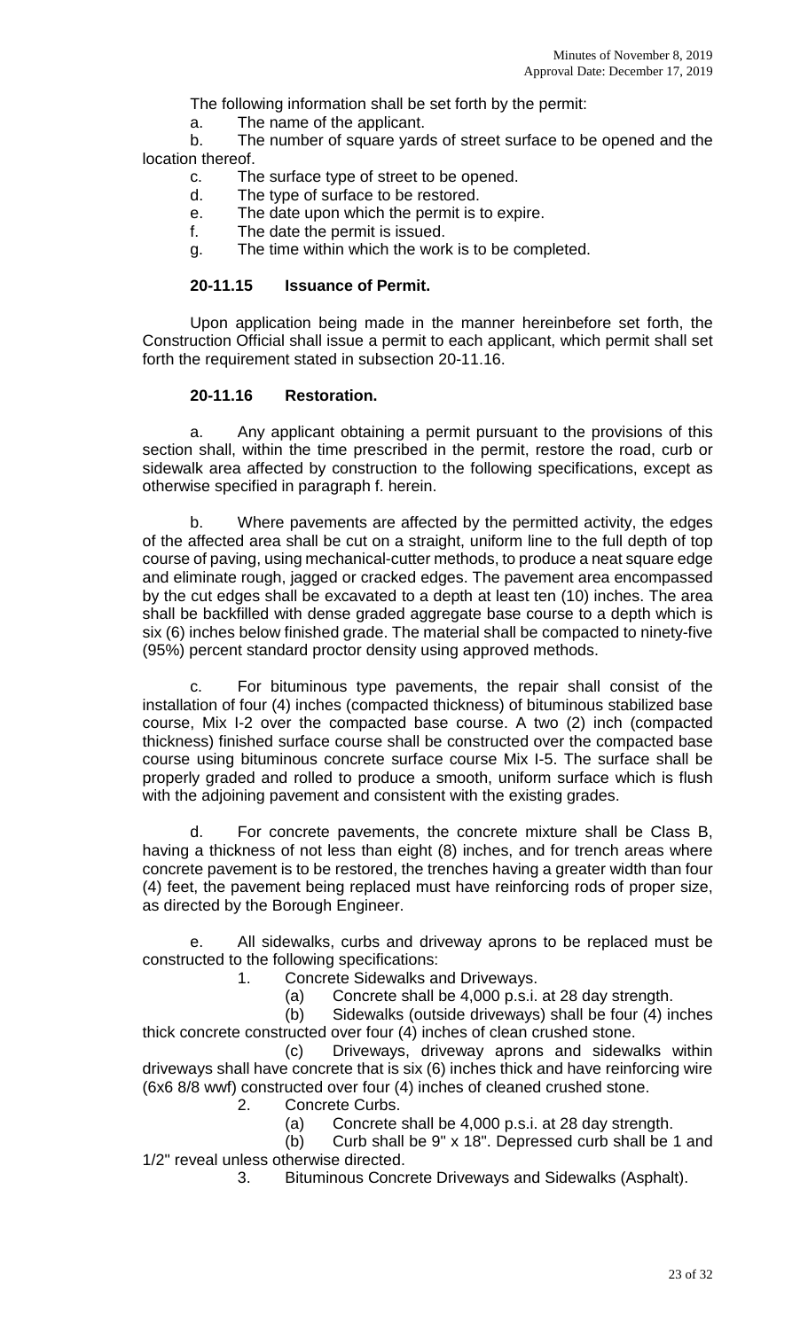The following information shall be set forth by the permit:

a. The name of the applicant.

b. The number of square yards of street surface to be opened and the location thereof.

c. The surface type of street to be opened.

d. The type of surface to be restored.

e. The date upon which the permit is to expire.

f. The date the permit is issued.

g. The time within which the work is to be completed.

**20-11.15 Issuance of Permit.**

Upon application being made in the manner hereinbefore set forth, the Construction Official shall issue a permit to each applicant, which permit shall set forth the requirement stated in subsection 20-11.16.

**20-11.16 Restoration.**

a. Any applicant obtaining a permit pursuant to the provisions of this section shall, within the time prescribed in the permit, restore the road, curb or sidewalk area affected by construction to the following specifications, except as otherwise specified in paragraph f. herein.

b. Where pavements are affected by the permitted activity, the edges of the affected area shall be cut on a straight, uniform line to the full depth of top course of paving, using mechanical-cutter methods, to produce a neat square edge and eliminate rough, jagged or cracked edges. The pavement area encompassed by the cut edges shall be excavated to a depth at least ten (10) inches. The area shall be backfilled with dense graded aggregate base course to a depth which is six (6) inches below finished grade. The material shall be compacted to ninety-five (95%) percent standard proctor density using approved methods.

c. For bituminous type pavements, the repair shall consist of the installation of four (4) inches (compacted thickness) of bituminous stabilized base course, Mix I-2 over the compacted base course. A two (2) inch (compacted thickness) finished surface course shall be constructed over the compacted base course using bituminous concrete surface course Mix I-5. The surface shall be properly graded and rolled to produce a smooth, uniform surface which is flush with the adjoining pavement and consistent with the existing grades.

d. For concrete pavements, the concrete mixture shall be Class B, having a thickness of not less than eight (8) inches, and for trench areas where concrete pavement is to be restored, the trenches having a greater width than four (4) feet, the pavement being replaced must have reinforcing rods of proper size, as directed by the Borough Engineer.

e. All sidewalks, curbs and driveway aprons to be replaced must be constructed to the following specifications:

1. Concrete Sidewalks and Driveways.

   (a) Concrete shall be 4,000 p.s.i. at 28 day strength.

   (b) Sidewalks (outside driveways) shall be four (4) inches thick concrete constructed over four (4) inches of clean crushed stone.

   (c) Driveways, driveway aprons and sidewalks within driveways shall have concrete that is six (6) inches thick and have reinforcing wire (6x6 8/8 wwf) constructed over four (4) inches of cleaned crushed stone.

2. Concrete Curbs.

   (a) Concrete shall be 4,000 p.s.i. at 28 day strength.

   (b) Curb shall be 9" x 18". Depressed curb shall be 1 and 1/2" reveal unless otherwise directed.

3. Bituminous Concrete Driveways and Sidewalks (Asphalt).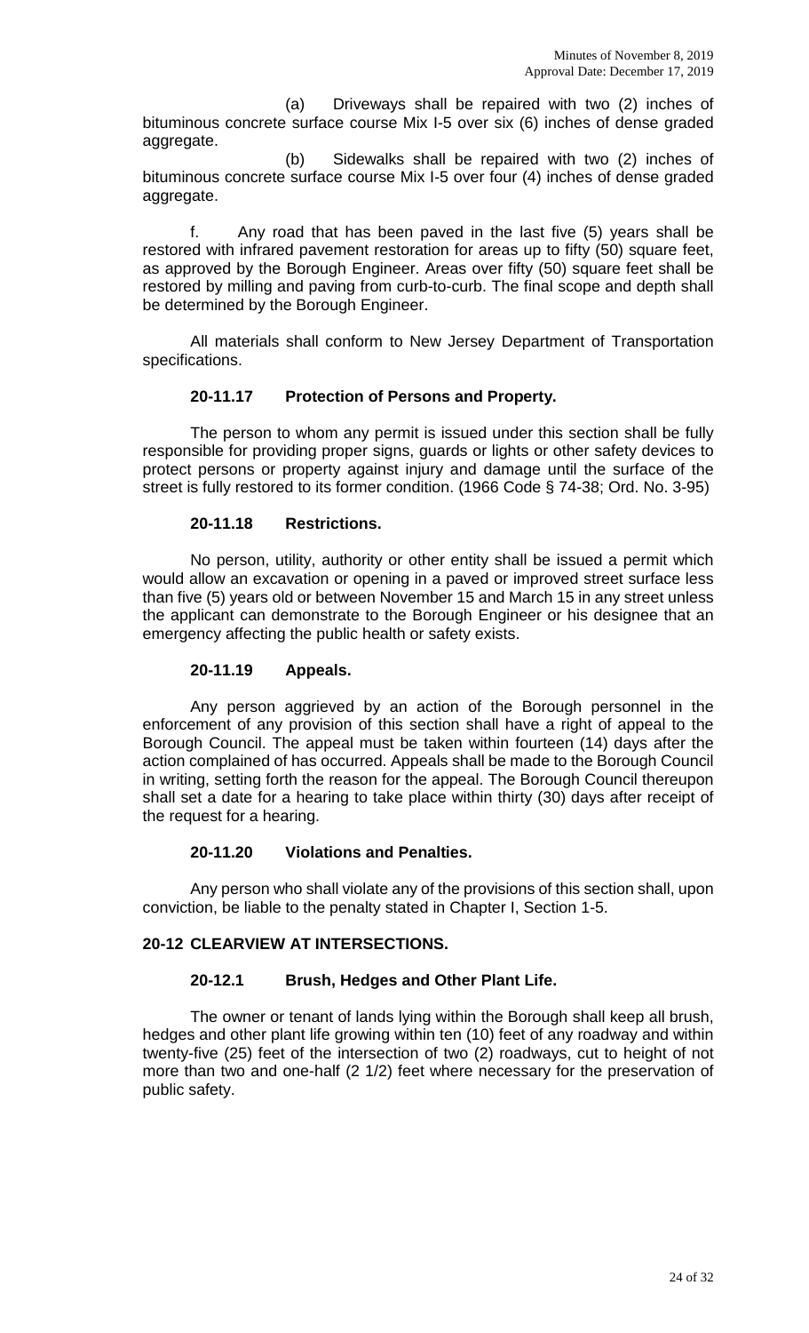(a) Driveways shall be repaired with two (2) inches of bituminous concrete surface course Mix I-5 over six (6) inches of dense graded aggregate.

(b) Sidewalks shall be repaired with two (2) inches of bituminous concrete surface course Mix I-5 over four (4) inches of dense graded aggregate.

f. Any road that has been paved in the last five (5) years shall be restored with infrared pavement restoration for areas up to fifty (50) square feet, as approved by the Borough Engineer. Areas over fifty (50) square feet shall be restored by milling and paving from curb-to-curb. The final scope and depth shall be determined by the Borough Engineer.

All materials shall conform to New Jersey Department of Transportation specifications.

### 20-11.17 Protection of Persons and Property.

The person to whom any permit is issued under this section shall be fully responsible for providing proper signs, guards or lights or other safety devices to protect persons or property against injury and damage until the surface of the street is fully restored to its former condition. (1966 Code § 74-38; Ord. No. 3-95)

### 20-11.18 Restrictions.

No person, utility, authority or other entity shall be issued a permit which would allow an excavation or opening in a paved or improved street surface less than five (5) years old or between November 15 and March 15 in any street unless the applicant can demonstrate to the Borough Engineer or his designee that an emergency affecting the public health or safety exists.

### 20-11.19 Appeals.

Any person aggrieved by an action of the Borough personnel in the enforcement of any provision of this section shall have a right of appeal to the Borough Council. The appeal must be taken within fourteen (14) days after the action complained of has occurred. Appeals shall be made to the Borough Council in writing, setting forth the reason for the appeal. The Borough Council thereupon shall set a date for a hearing to take place within thirty (30) days after receipt of the request for a hearing.

### 20-11.20 Violations and Penalties.

Any person who shall violate any of the provisions of this section shall, upon conviction, be liable to the penalty stated in Chapter I, Section 1-5.

## 20-12 CLEARVIEW AT INTERSECTIONS.

### 20-12.1 Brush, Hedges and Other Plant Life.

The owner or tenant of lands lying within the Borough shall keep all brush, hedges and other plant life growing within ten (10) feet of any roadway and within twenty-five (25) feet of the intersection of two (2) roadways, cut to height of not more than two and one-half (2 1/2) feet where necessary for the preservation of public safety.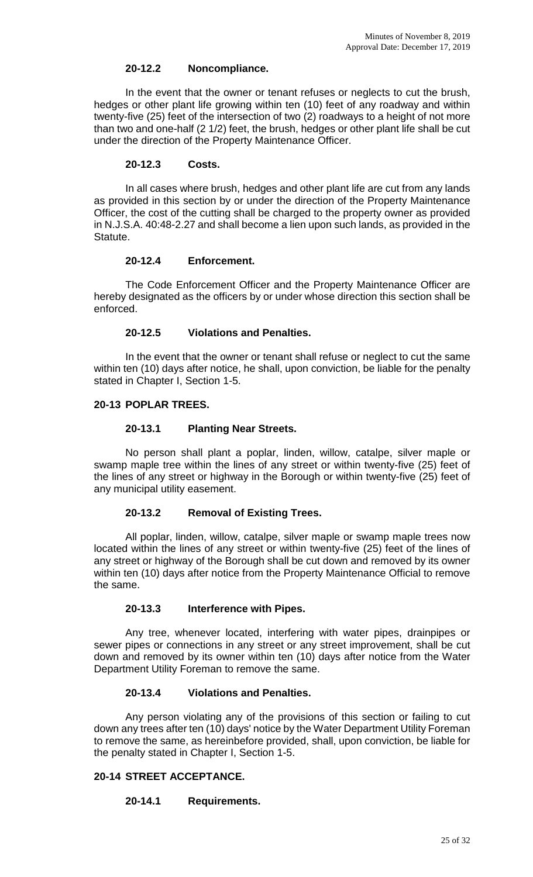#### 20-12.2 Noncompliance.

In the event that the owner or tenant refuses or neglects to cut the brush, hedges or other plant life growing within ten (10) feet of any roadway and within twenty-five (25) feet of the intersection of two (2) roadways to a height of not more than two and one-half (2 1/2) feet, the brush, hedges or other plant life shall be cut under the direction of the Property Maintenance Officer.

#### 20-12.3 Costs.

In all cases where brush, hedges and other plant life are cut from any lands as provided in this section by or under the direction of the Property Maintenance Officer, the cost of the cutting shall be charged to the property owner as provided in N.J.S.A. 40:48-2.27 and shall become a lien upon such lands, as provided in the Statute.

#### 20-12.4 Enforcement.

The Code Enforcement Officer and the Property Maintenance Officer are hereby designated as the officers by or under whose direction this section shall be enforced.

#### 20-12.5 Violations and Penalties.

In the event that the owner or tenant shall refuse or neglect to cut the same within ten (10) days after notice, he shall, upon conviction, be liable for the penalty stated in Chapter I, Section 1-5.

### 20-13 POPLAR TREES.

#### 20-13.1 Planting Near Streets.

No person shall plant a poplar, linden, willow, catalpe, silver maple or swamp maple tree within the lines of any street or within twenty-five (25) feet of the lines of any street or highway in the Borough or within twenty-five (25) feet of any municipal utility easement.

#### 20-13.2 Removal of Existing Trees.

All poplar, linden, willow, catalpe, silver maple or swamp maple trees now located within the lines of any street or within twenty-five (25) feet of the lines of any street or highway of the Borough shall be cut down and removed by its owner within ten (10) days after notice from the Property Maintenance Official to remove the same.

#### 20-13.3 Interference with Pipes.

Any tree, whenever located, interfering with water pipes, drainpipes or sewer pipes or connections in any street or any street improvement, shall be cut down and removed by its owner within ten (10) days after notice from the Water Department Utility Foreman to remove the same.

#### 20-13.4 Violations and Penalties.

Any person violating any of the provisions of this section or failing to cut down any trees after ten (10) days' notice by the Water Department Utility Foreman to remove the same, as hereinbefore provided, shall, upon conviction, be liable for the penalty stated in Chapter I, Section 1-5.

### 20-14 STREET ACCEPTANCE.

#### 20-14.1 Requirements.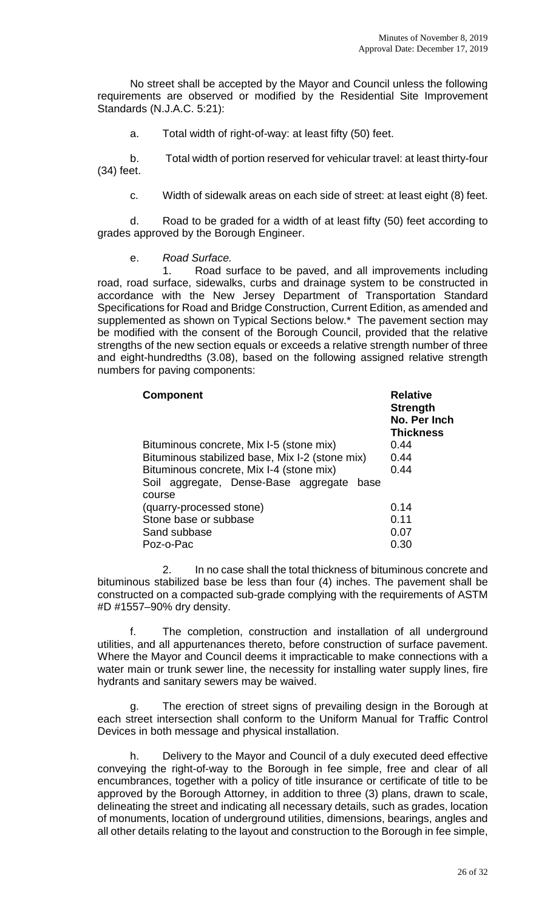No street shall be accepted by the Mayor and Council unless the following requirements are observed or modified by the Residential Site Improvement Standards (N.J.A.C. 5:21):

a. Total width of right-of-way: at least fifty (50) feet.

b. Total width of portion reserved for vehicular travel: at least thirty-four (34) feet.

c. Width of sidewalk areas on each side of street: at least eight (8) feet.

d. Road to be graded for a width of at least fifty (50) feet according to grades approved by the Borough Engineer.

e. *Road Surface.*

1. Road surface to be paved, and all improvements including road, road surface, sidewalks, curbs and drainage system to be constructed in accordance with the New Jersey Department of Transportation Standard Specifications for Road and Bridge Construction, Current Edition, as amended and supplemented as shown on Typical Sections below.* The pavement section may be modified with the consent of the Borough Council, provided that the relative strengths of the new section equals or exceeds a relative strength number of three and eight-hundredths (3.08), based on the following assigned relative strength numbers for paving components:

| **Component** | **Relative Strength No. Per Inch Thickness** |
|---|---|
| Bituminous concrete, Mix I-5 (stone mix) | 0.44 |
| Bituminous stabilized base, Mix I-2 (stone mix) | 0.44 |
| Bituminous concrete, Mix I-4 (stone mix) | 0.44 |
| Soil aggregate, Dense-Base aggregate base course (quarry-processed stone) | 0.14 |
| Stone base or subbase | 0.11 |
| Sand subbase | 0.07 |
| Poz-o-Pac | 0.30 |

2. In no case shall the total thickness of bituminous concrete and bituminous stabilized base be less than four (4) inches. The pavement shall be constructed on a compacted sub-grade complying with the requirements of ASTM #D #1557–90% dry density.

f. The completion, construction and installation of all underground utilities, and all appurtenances thereto, before construction of surface pavement. Where the Mayor and Council deems it impracticable to make connections with a water main or trunk sewer line, the necessity for installing water supply lines, fire hydrants and sanitary sewers may be waived.

g. The erection of street signs of prevailing design in the Borough at each street intersection shall conform to the Uniform Manual for Traffic Control Devices in both message and physical installation.

h. Delivery to the Mayor and Council of a duly executed deed effective conveying the right-of-way to the Borough in fee simple, free and clear of all encumbrances, together with a policy of title insurance or certificate of title to be approved by the Borough Attorney, in addition to three (3) plans, drawn to scale, delineating the street and indicating all necessary details, such as grades, location of monuments, location of underground utilities, dimensions, bearings, angles and all other details relating to the layout and construction to the Borough in fee simple,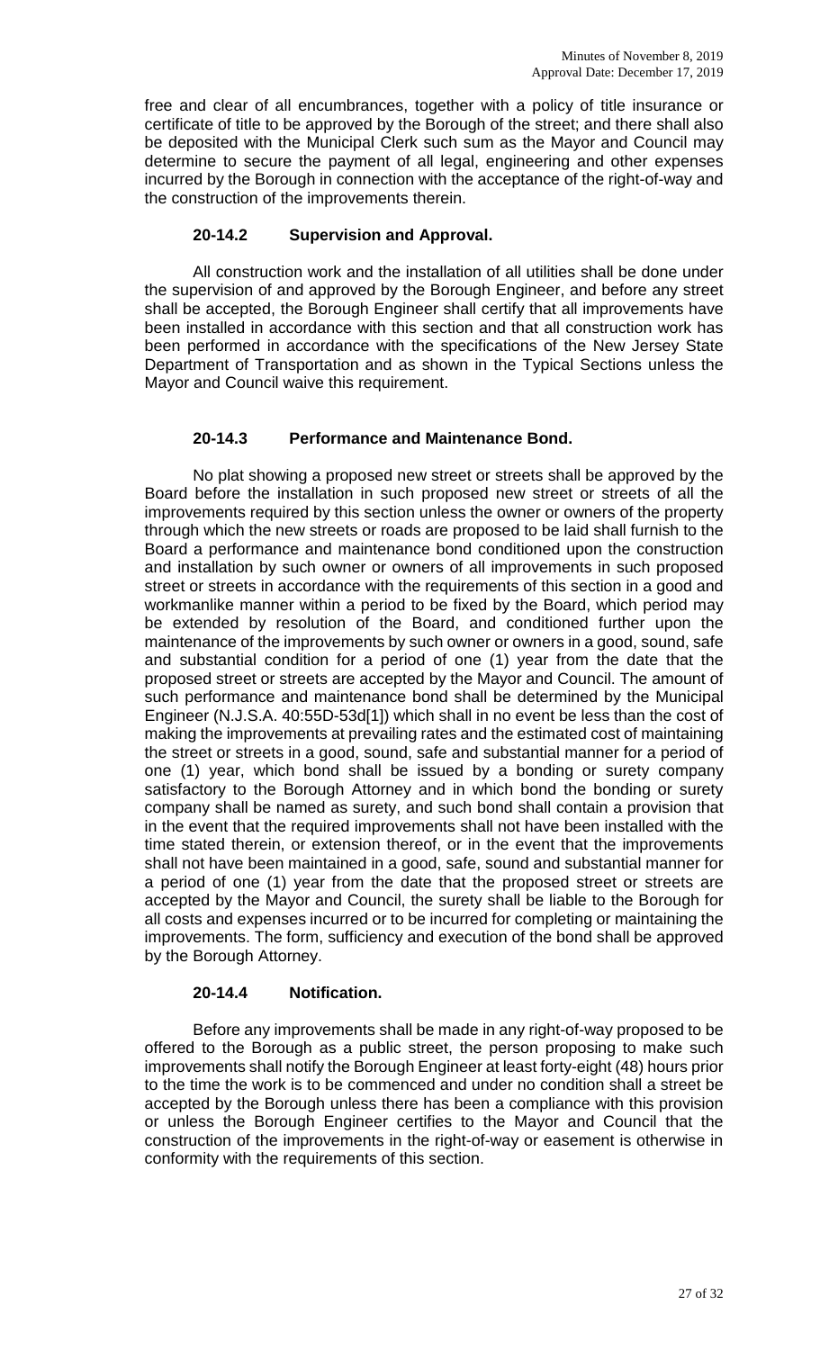free and clear of all encumbrances, together with a policy of title insurance or certificate of title to be approved by the Borough of the street; and there shall also be deposited with the Municipal Clerk such sum as the Mayor and Council may determine to secure the payment of all legal, engineering and other expenses incurred by the Borough in connection with the acceptance of the right-of-way and the construction of the improvements therein.

### 20-14.2 Supervision and Approval.

All construction work and the installation of all utilities shall be done under the supervision of and approved by the Borough Engineer, and before any street shall be accepted, the Borough Engineer shall certify that all improvements have been installed in accordance with this section and that all construction work has been performed in accordance with the specifications of the New Jersey State Department of Transportation and as shown in the Typical Sections unless the Mayor and Council waive this requirement.

### 20-14.3 Performance and Maintenance Bond.

No plat showing a proposed new street or streets shall be approved by the Board before the installation in such proposed new street or streets of all the improvements required by this section unless the owner or owners of the property through which the new streets or roads are proposed to be laid shall furnish to the Board a performance and maintenance bond conditioned upon the construction and installation by such owner or owners of all improvements in such proposed street or streets in accordance with the requirements of this section in a good and workmanlike manner within a period to be fixed by the Board, which period may be extended by resolution of the Board, and conditioned further upon the maintenance of the improvements by such owner or owners in a good, sound, safe and substantial condition for a period of one (1) year from the date that the proposed street or streets are accepted by the Mayor and Council. The amount of such performance and maintenance bond shall be determined by the Municipal Engineer (N.J.S.A. 40:55D-53d[1]) which shall in no event be less than the cost of making the improvements at prevailing rates and the estimated cost of maintaining the street or streets in a good, sound, safe and substantial manner for a period of one (1) year, which bond shall be issued by a bonding or surety company satisfactory to the Borough Attorney and in which bond the bonding or surety company shall be named as surety, and such bond shall contain a provision that in the event that the required improvements shall not have been installed with the time stated therein, or extension thereof, or in the event that the improvements shall not have been maintained in a good, safe, sound and substantial manner for a period of one (1) year from the date that the proposed street or streets are accepted by the Mayor and Council, the surety shall be liable to the Borough for all costs and expenses incurred or to be incurred for completing or maintaining the improvements. The form, sufficiency and execution of the bond shall be approved by the Borough Attorney.

### 20-14.4 Notification.

Before any improvements shall be made in any right-of-way proposed to be offered to the Borough as a public street, the person proposing to make such improvements shall notify the Borough Engineer at least forty-eight (48) hours prior to the time the work is to be commenced and under no condition shall a street be accepted by the Borough unless there has been a compliance with this provision or unless the Borough Engineer certifies to the Mayor and Council that the construction of the improvements in the right-of-way or easement is otherwise in conformity with the requirements of this section.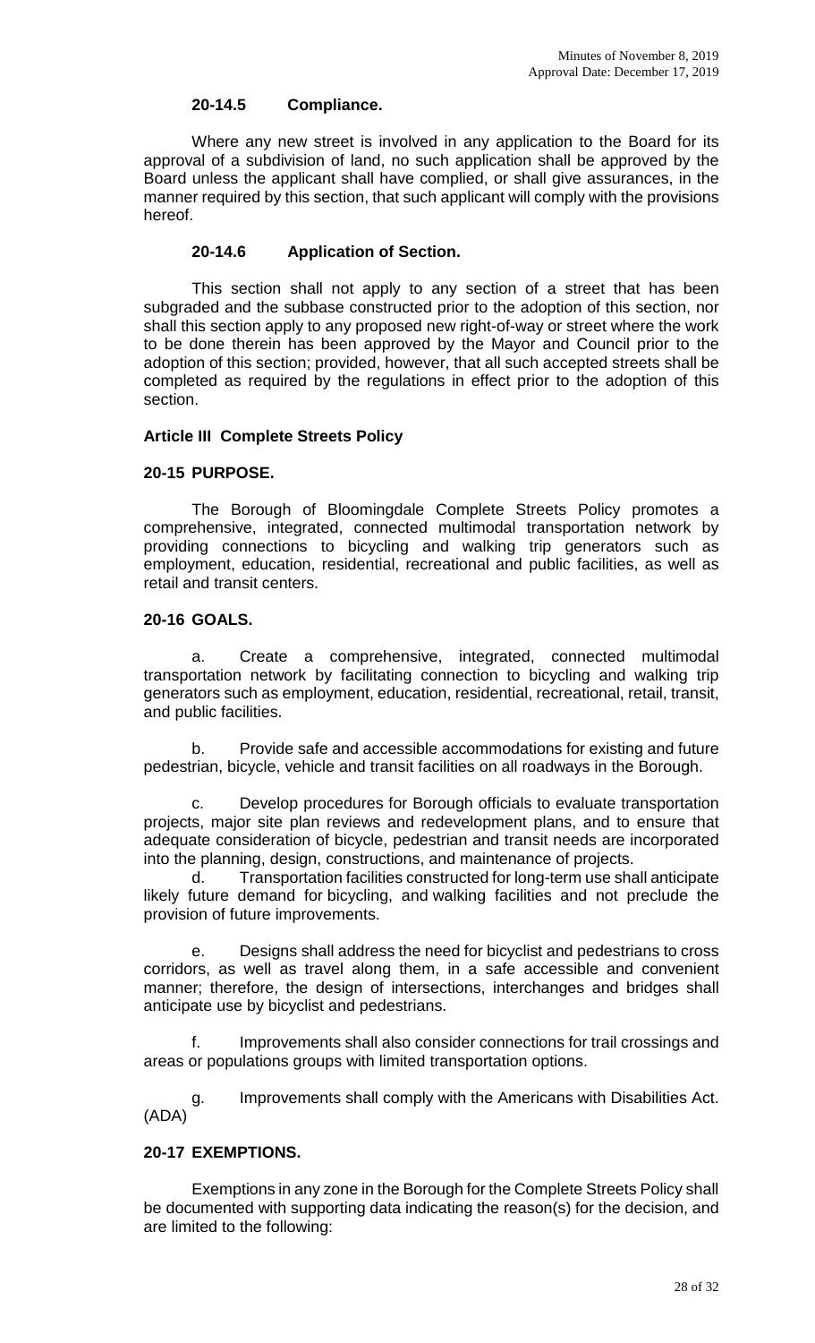#### 20-14.5 Compliance.

Where any new street is involved in any application to the Board for its approval of a subdivision of land, no such application shall be approved by the Board unless the applicant shall have complied, or shall give assurances, in the manner required by this section, that such applicant will comply with the provisions hereof.

#### 20-14.6 Application of Section.

This section shall not apply to any section of a street that has been subgraded and the subbase constructed prior to the adoption of this section, nor shall this section apply to any proposed new right-of-way or street where the work to be done therein has been approved by the Mayor and Council prior to the adoption of this section; provided, however, that all such accepted streets shall be completed as required by the regulations in effect prior to the adoption of this section.

### Article III Complete Streets Policy

#### 20-15 PURPOSE.

The Borough of Bloomingdale Complete Streets Policy promotes a comprehensive, integrated, connected multimodal transportation network by providing connections to bicycling and walking trip generators such as employment, education, residential, recreational and public facilities, as well as retail and transit centers.

#### 20-16 GOALS.

a. Create a comprehensive, integrated, connected multimodal transportation network by facilitating connection to bicycling and walking trip generators such as employment, education, residential, recreational, retail, transit, and public facilities.

b. Provide safe and accessible accommodations for existing and future pedestrian, bicycle, vehicle and transit facilities on all roadways in the Borough.

c. Develop procedures for Borough officials to evaluate transportation projects, major site plan reviews and redevelopment plans, and to ensure that adequate consideration of bicycle, pedestrian and transit needs are incorporated into the planning, design, constructions, and maintenance of projects.

d. Transportation facilities constructed for long-term use shall anticipate likely future demand for bicycling, and walking facilities and not preclude the provision of future improvements.

e. Designs shall address the need for bicyclist and pedestrians to cross corridors, as well as travel along them, in a safe accessible and convenient manner; therefore, the design of intersections, interchanges and bridges shall anticipate use by bicyclist and pedestrians.

f. Improvements shall also consider connections for trail crossings and areas or populations groups with limited transportation options.

g. Improvements shall comply with the Americans with Disabilities Act. (ADA)

#### 20-17 EXEMPTIONS.

Exemptions in any zone in the Borough for the Complete Streets Policy shall be documented with supporting data indicating the reason(s) for the decision, and are limited to the following: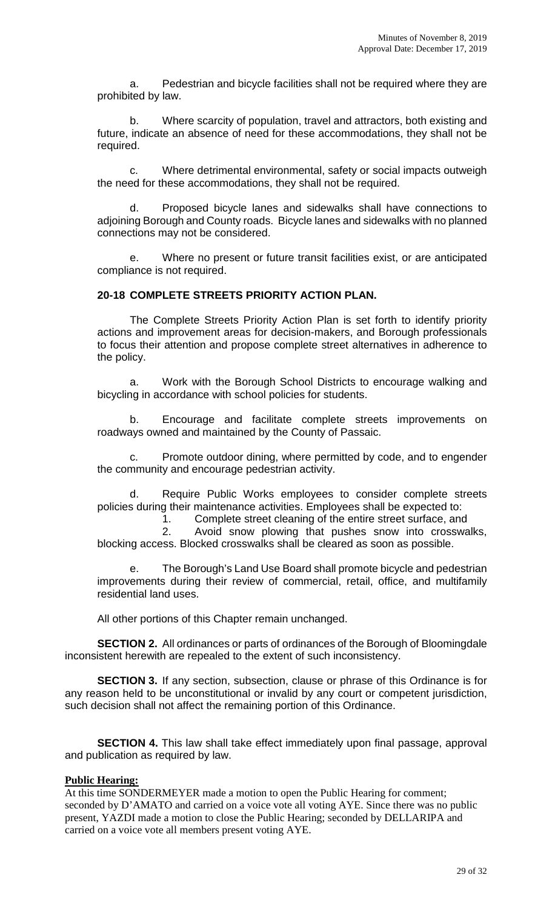a. Pedestrian and bicycle facilities shall not be required where they are prohibited by law.

b. Where scarcity of population, travel and attractors, both existing and future, indicate an absence of need for these accommodations, they shall not be required.

c. Where detrimental environmental, safety or social impacts outweigh the need for these accommodations, they shall not be required.

d. Proposed bicycle lanes and sidewalks shall have connections to adjoining Borough and County roads. Bicycle lanes and sidewalks with no planned connections may not be considered.

e. Where no present or future transit facilities exist, or are anticipated compliance is not required.

**20-18 COMPLETE STREETS PRIORITY ACTION PLAN.**

The Complete Streets Priority Action Plan is set forth to identify priority actions and improvement areas for decision-makers, and Borough professionals to focus their attention and propose complete street alternatives in adherence to the policy.

a. Work with the Borough School Districts to encourage walking and bicycling in accordance with school policies for students.

b. Encourage and facilitate complete streets improvements on roadways owned and maintained by the County of Passaic.

c. Promote outdoor dining, where permitted by code, and to engender the community and encourage pedestrian activity.

d. Require Public Works employees to consider complete streets policies during their maintenance activities. Employees shall be expected to:

1. Complete street cleaning of the entire street surface, and
2. Avoid snow plowing that pushes snow into crosswalks, blocking access. Blocked crosswalks shall be cleared as soon as possible.

e. The Borough's Land Use Board shall promote bicycle and pedestrian improvements during their review of commercial, retail, office, and multifamily residential land uses.

All other portions of this Chapter remain unchanged.

**SECTION 2.** All ordinances or parts of ordinances of the Borough of Bloomingdale inconsistent herewith are repealed to the extent of such inconsistency.

**SECTION 3.** If any section, subsection, clause or phrase of this Ordinance is for any reason held to be unconstitutional or invalid by any court or competent jurisdiction, such decision shall not affect the remaining portion of this Ordinance.

**SECTION 4.** This law shall take effect immediately upon final passage, approval and publication as required by law.

**Public Hearing:**

At this time SONDERMEYER made a motion to open the Public Hearing for comment; seconded by D'AMATO and carried on a voice vote all voting AYE. Since there was no public present, YAZDI made a motion to close the Public Hearing; seconded by DELLARIPA and carried on a voice vote all members present voting AYE.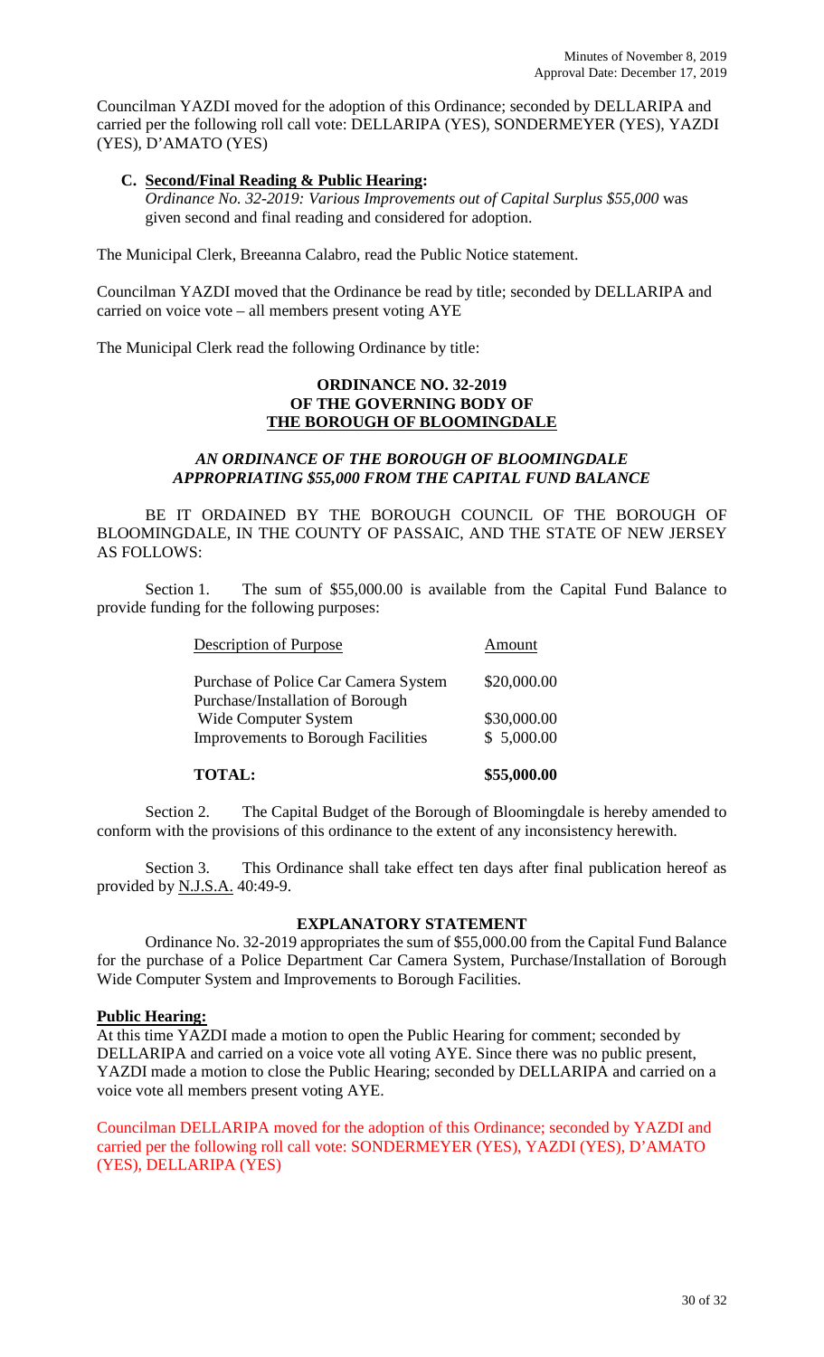Councilman YAZDI moved for the adoption of this Ordinance; seconded by DELLARIPA and carried per the following roll call vote: DELLARIPA (YES), SONDERMEYER (YES), YAZDI (YES), D'AMATO (YES)

**C. Second/Final Reading & Public Hearing:**
*Ordinance No. 32-2019: Various Improvements out of Capital Surplus $55,000* was given second and final reading and considered for adoption.

The Municipal Clerk, Breeanna Calabro, read the Public Notice statement.

Councilman YAZDI moved that the Ordinance be read by title; seconded by DELLARIPA and carried on voice vote – all members present voting AYE

The Municipal Clerk read the following Ordinance by title:

**ORDINANCE NO. 32-2019**
**OF THE GOVERNING BODY OF**
**THE BOROUGH OF BLOOMINGDALE**

***AN ORDINANCE OF THE BOROUGH OF BLOOMINGDALE APPROPRIATING $55,000 FROM THE CAPITAL FUND BALANCE***

BE IT ORDAINED BY THE BOROUGH COUNCIL OF THE BOROUGH OF BLOOMINGDALE, IN THE COUNTY OF PASSAIC, AND THE STATE OF NEW JERSEY AS FOLLOWS:

Section 1. The sum of $55,000.00 is available from the Capital Fund Balance to provide funding for the following purposes:

| Description of Purpose | Amount |
|---|---|
| Purchase of Police Car Camera System | $20,000.00 |
| Purchase/Installation of Borough Wide Computer System | $30,000.00 |
| Improvements to Borough Facilities | $ 5,000.00 |
| **TOTAL:** | **$55,000.00** |

Section 2. The Capital Budget of the Borough of Bloomingdale is hereby amended to conform with the provisions of this ordinance to the extent of any inconsistency herewith.

Section 3. This Ordinance shall take effect ten days after final publication hereof as provided by N.J.S.A. 40:49-9.

**EXPLANATORY STATEMENT**

Ordinance No. 32-2019 appropriates the sum of $55,000.00 from the Capital Fund Balance for the purchase of a Police Department Car Camera System, Purchase/Installation of Borough Wide Computer System and Improvements to Borough Facilities.

**Public Hearing:**
At this time YAZDI made a motion to open the Public Hearing for comment; seconded by DELLARIPA and carried on a voice vote all voting AYE. Since there was no public present, YAZDI made a motion to close the Public Hearing; seconded by DELLARIPA and carried on a voice vote all members present voting AYE.

Councilman DELLARIPA moved for the adoption of this Ordinance; seconded by YAZDI and carried per the following roll call vote: SONDERMEYER (YES), YAZDI (YES), D'AMATO (YES), DELLARIPA (YES)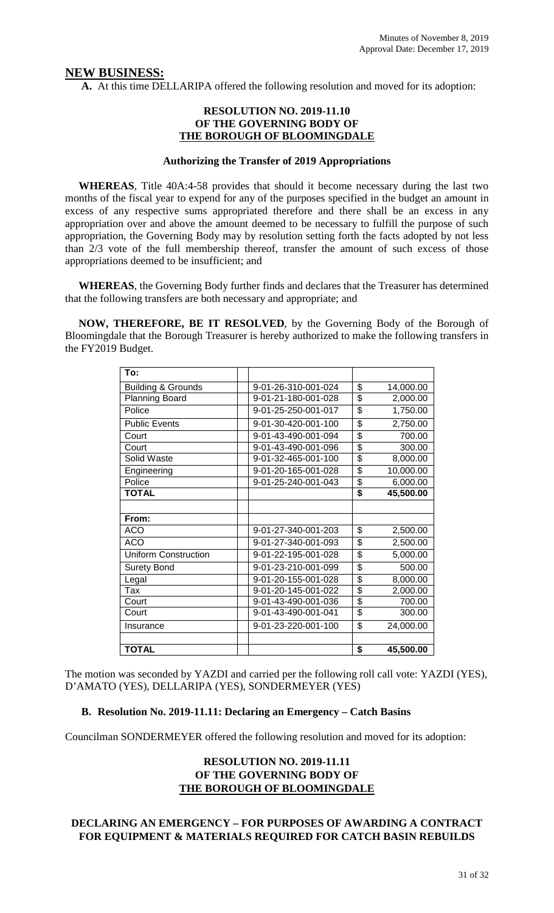## NEW BUSINESS:

**A.** At this time DELLARIPA offered the following resolution and moved for its adoption:

**RESOLUTION NO. 2019-11.10**
**OF THE GOVERNING BODY OF**
**THE BOROUGH OF BLOOMINGDALE**

**Authorizing the Transfer of 2019 Appropriations**

**WHEREAS**, Title 40A:4-58 provides that should it become necessary during the last two months of the fiscal year to expend for any of the purposes specified in the budget an amount in excess of any respective sums appropriated therefore and there shall be an excess in any appropriation over and above the amount deemed to be necessary to fulfill the purpose of such appropriation, the Governing Body may by resolution setting forth the facts adopted by not less than 2/3 vote of the full membership thereof, transfer the amount of such excess of those appropriations deemed to be insufficient; and

**WHEREAS**, the Governing Body further finds and declares that the Treasurer has determined that the following transfers are both necessary and appropriate; and

**NOW, THEREFORE, BE IT RESOLVED**, by the Governing Body of the Borough of Bloomingdale that the Borough Treasurer is hereby authorized to make the following transfers in the FY2019 Budget.

| To: | | |
|---|---|---|
| Building & Grounds | 9-01-26-310-001-024 | $ 14,000.00 |
| Planning Board | 9-01-21-180-001-028 | $ 2,000.00 |
| Police | 9-01-25-250-001-017 | $ 1,750.00 |
| Public Events | 9-01-30-420-001-100 | $ 2,750.00 |
| Court | 9-01-43-490-001-094 | $ 700.00 |
| Court | 9-01-43-490-001-096 | $ 300.00 |
| Solid Waste | 9-01-32-465-001-100 | $ 8,000.00 |
| Engineering | 9-01-20-165-001-028 | $ 10,000.00 |
| Police | 9-01-25-240-001-043 | $ 6,000.00 |
| **TOTAL** | | **$ 45,500.00** |
| | | |
| **From:** | | |
| ACO | 9-01-27-340-001-203 | $ 2,500.00 |
| ACO | 9-01-27-340-001-093 | $ 2,500.00 |
| Uniform Construction | 9-01-22-195-001-028 | $ 5,000.00 |
| Surety Bond | 9-01-23-210-001-099 | $ 500.00 |
| Legal | 9-01-20-155-001-028 | $ 8,000.00 |
| Tax | 9-01-20-145-001-022 | $ 2,000.00 |
| Court | 9-01-43-490-001-036 | $ 700.00 |
| Court | 9-01-43-490-001-041 | $ 300.00 |
| Insurance | 9-01-23-220-001-100 | $ 24,000.00 |
| | | |
| **TOTAL** | | **$ 45,500.00** |

The motion was seconded by YAZDI and carried per the following roll call vote: YAZDI (YES), D'AMATO (YES), DELLARIPA (YES), SONDERMEYER (YES)

**B. Resolution No. 2019-11.11: Declaring an Emergency – Catch Basins**

Councilman SONDERMEYER offered the following resolution and moved for its adoption:

**RESOLUTION NO. 2019-11.11**
**OF THE GOVERNING BODY OF**
**THE BOROUGH OF BLOOMINGDALE**

**DECLARING AN EMERGENCY – FOR PURPOSES OF AWARDING A CONTRACT FOR EQUIPMENT & MATERIALS REQUIRED FOR CATCH BASIN REBUILDS**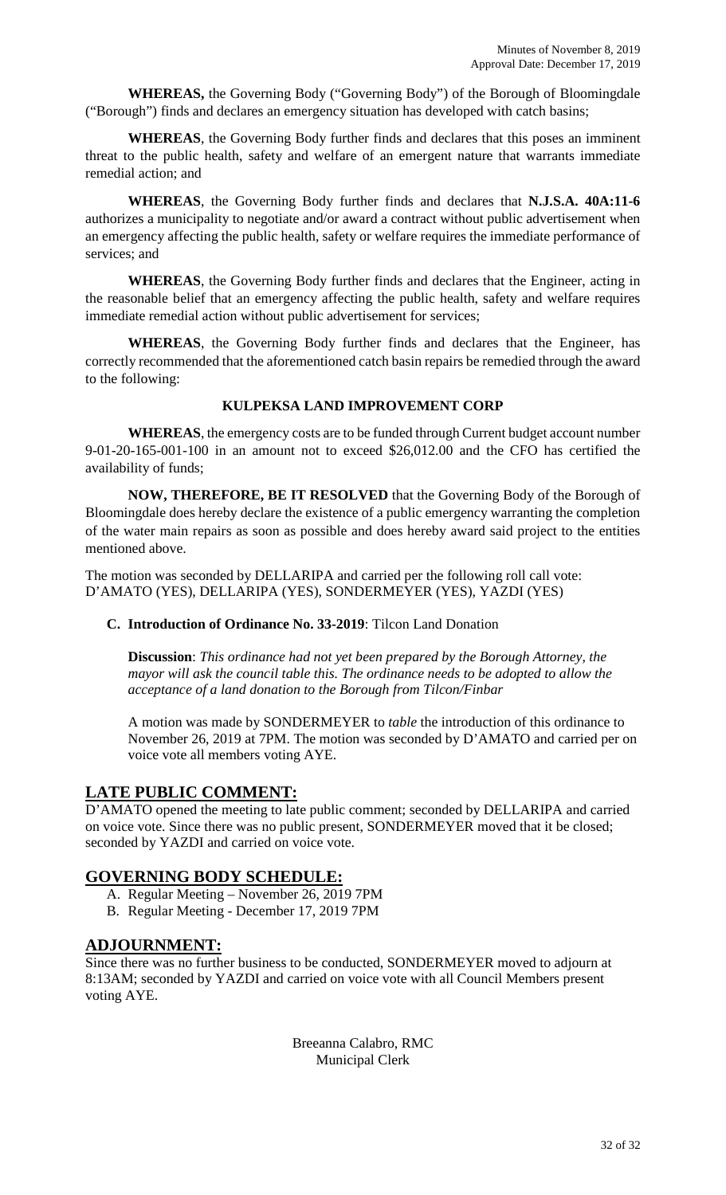**WHEREAS,** the Governing Body ("Governing Body") of the Borough of Bloomingdale ("Borough") finds and declares an emergency situation has developed with catch basins;

**WHEREAS**, the Governing Body further finds and declares that this poses an imminent threat to the public health, safety and welfare of an emergent nature that warrants immediate remedial action; and

**WHEREAS**, the Governing Body further finds and declares that **N.J.S.A. 40A:11-6** authorizes a municipality to negotiate and/or award a contract without public advertisement when an emergency affecting the public health, safety or welfare requires the immediate performance of services; and

**WHEREAS**, the Governing Body further finds and declares that the Engineer, acting in the reasonable belief that an emergency affecting the public health, safety and welfare requires immediate remedial action without public advertisement for services;

**WHEREAS**, the Governing Body further finds and declares that the Engineer, has correctly recommended that the aforementioned catch basin repairs be remedied through the award to the following:

**KULPEKSA LAND IMPROVEMENT CORP**

**WHEREAS**, the emergency costs are to be funded through Current budget account number 9-01-20-165-001-100 in an amount not to exceed $26,012.00 and the CFO has certified the availability of funds;

**NOW, THEREFORE, BE IT RESOLVED** that the Governing Body of the Borough of Bloomingdale does hereby declare the existence of a public emergency warranting the completion of the water main repairs as soon as possible and does hereby award said project to the entities mentioned above.

The motion was seconded by DELLARIPA and carried per the following roll call vote:
D'AMATO (YES), DELLARIPA (YES), SONDERMEYER (YES), YAZDI (YES)

**C. Introduction of Ordinance No. 33-2019**: Tilcon Land Donation

**Discussion**: *This ordinance had not yet been prepared by the Borough Attorney, the mayor will ask the council table this. The ordinance needs to be adopted to allow the acceptance of a land donation to the Borough from Tilcon/Finbar*

A motion was made by SONDERMEYER to *table* the introduction of this ordinance to November 26, 2019 at 7PM. The motion was seconded by D'AMATO and carried per on voice vote all members voting AYE.

## LATE PUBLIC COMMENT:

D'AMATO opened the meeting to late public comment; seconded by DELLARIPA and carried on voice vote. Since there was no public present, SONDERMEYER moved that it be closed; seconded by YAZDI and carried on voice vote.

## GOVERNING BODY SCHEDULE:

A. Regular Meeting – November 26, 2019 7PM
B. Regular Meeting - December 17, 2019 7PM

## ADJOURNMENT:

Since there was no further business to be conducted, SONDERMEYER moved to adjourn at 8:13AM; seconded by YAZDI and carried on voice vote with all Council Members present voting AYE.

Breeanna Calabro, RMC
Municipal Clerk